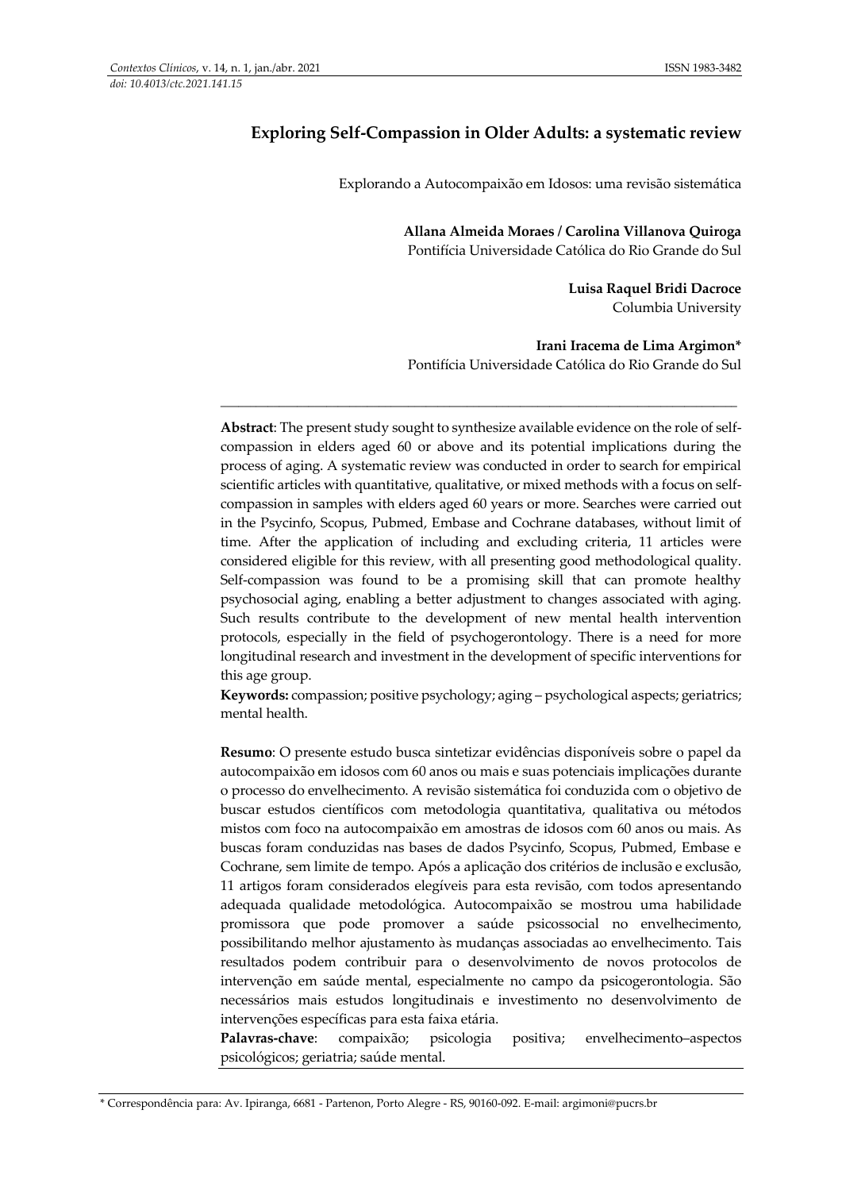*doi: 10.4013/ctc.2021.141.15*

# Exploring Self-Compassion in Older Adults: a systematic review

Explorando a Autocompaixão em Idosos: uma revisão sistemática

**Allana Almeida Moraes / Carolina Villanova Quiroga**
Pontifícia Universidade Católica do Rio Grande do Sul

**Luisa Raquel Bridi Dacroce**
Columbia University

**Irani Iracema de Lima Argimon***
Pontifícia Universidade Católica do Rio Grande do Sul

---

**Abstract**: The present study sought to synthesize available evidence on the role of self-compassion in elders aged 60 or above and its potential implications during the process of aging. A systematic review was conducted in order to search for empirical scientific articles with quantitative, qualitative, or mixed methods with a focus on self-compassion in samples with elders aged 60 years or more. Searches were carried out in the Psycinfo, Scopus, Pubmed, Embase and Cochrane databases, without limit of time. After the application of including and excluding criteria, 11 articles were considered eligible for this review, with all presenting good methodological quality. Self-compassion was found to be a promising skill that can promote healthy psychosocial aging, enabling a better adjustment to changes associated with aging. Such results contribute to the development of new mental health intervention protocols, especially in the field of psychogerontology. There is a need for more longitudinal research and investment in the development of specific interventions for this age group.

**Keywords:** compassion; positive psychology; aging – psychological aspects; geriatrics; mental health.

**Resumo**: O presente estudo busca sintetizar evidências disponíveis sobre o papel da autocompaixão em idosos com 60 anos ou mais e suas potenciais implicações durante o processo do envelhecimento. A revisão sistemática foi conduzida com o objetivo de buscar estudos científicos com metodologia quantitativa, qualitativa ou métodos mistos com foco na autocompaixão em amostras de idosos com 60 anos ou mais. As buscas foram conduzidas nas bases de dados Psycinfo, Scopus, Pubmed, Embase e Cochrane, sem limite de tempo. Após a aplicação dos critérios de inclusão e exclusão, 11 artigos foram considerados elegíveis para esta revisão, com todos apresentando adequada qualidade metodológica. Autocompaixão se mostrou uma habilidade promissora que pode promover a saúde psicossocial no envelhecimento, possibilitando melhor ajustamento às mudanças associadas ao envelhecimento. Tais resultados podem contribuir para o desenvolvimento de novos protocolos de intervenção em saúde mental, especialmente no campo da psicogerontologia. São necessários mais estudos longitudinais e investimento no desenvolvimento de intervenções específicas para esta faixa etária.

**Palavras-chave**: compaixão; psicologia positiva; envelhecimento–aspectos psicológicos; geriatria; saúde mental.

---

\* Correspondência para: Av. Ipiranga, 6681 - Partenon, Porto Alegre - RS, 90160-092. E-mail: argimoni@pucrs.br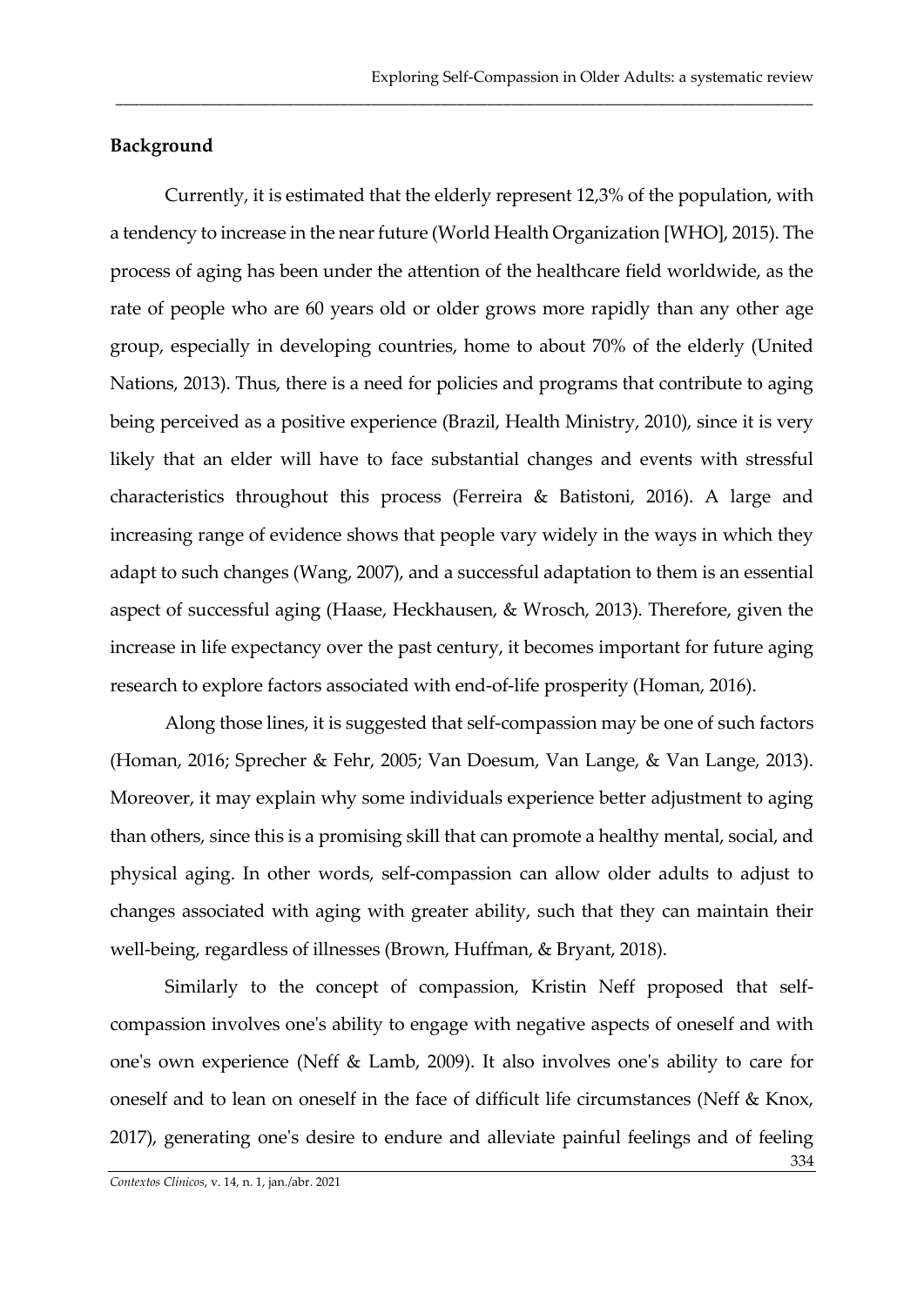## Background

Currently, it is estimated that the elderly represent 12,3% of the population, with a tendency to increase in the near future (World Health Organization [WHO], 2015). The process of aging has been under the attention of the healthcare field worldwide, as the rate of people who are 60 years old or older grows more rapidly than any other age group, especially in developing countries, home to about 70% of the elderly (United Nations, 2013). Thus, there is a need for policies and programs that contribute to aging being perceived as a positive experience (Brazil, Health Ministry, 2010), since it is very likely that an elder will have to face substantial changes and events with stressful characteristics throughout this process (Ferreira & Batistoni, 2016). A large and increasing range of evidence shows that people vary widely in the ways in which they adapt to such changes (Wang, 2007), and a successful adaptation to them is an essential aspect of successful aging (Haase, Heckhausen, & Wrosch, 2013). Therefore, given the increase in life expectancy over the past century, it becomes important for future aging research to explore factors associated with end-of-life prosperity (Homan, 2016).

Along those lines, it is suggested that self-compassion may be one of such factors (Homan, 2016; Sprecher & Fehr, 2005; Van Doesum, Van Lange, & Van Lange, 2013). Moreover, it may explain why some individuals experience better adjustment to aging than others, since this is a promising skill that can promote a healthy mental, social, and physical aging. In other words, self-compassion can allow older adults to adjust to changes associated with aging with greater ability, such that they can maintain their well-being, regardless of illnesses (Brown, Huffman, & Bryant, 2018).

Similarly to the concept of compassion, Kristin Neff proposed that self-compassion involves one's ability to engage with negative aspects of oneself and with one's own experience (Neff & Lamb, 2009). It also involves one's ability to care for oneself and to lean on oneself in the face of difficult life circumstances (Neff & Knox, 2017), generating one's desire to endure and alleviate painful feelings and of feeling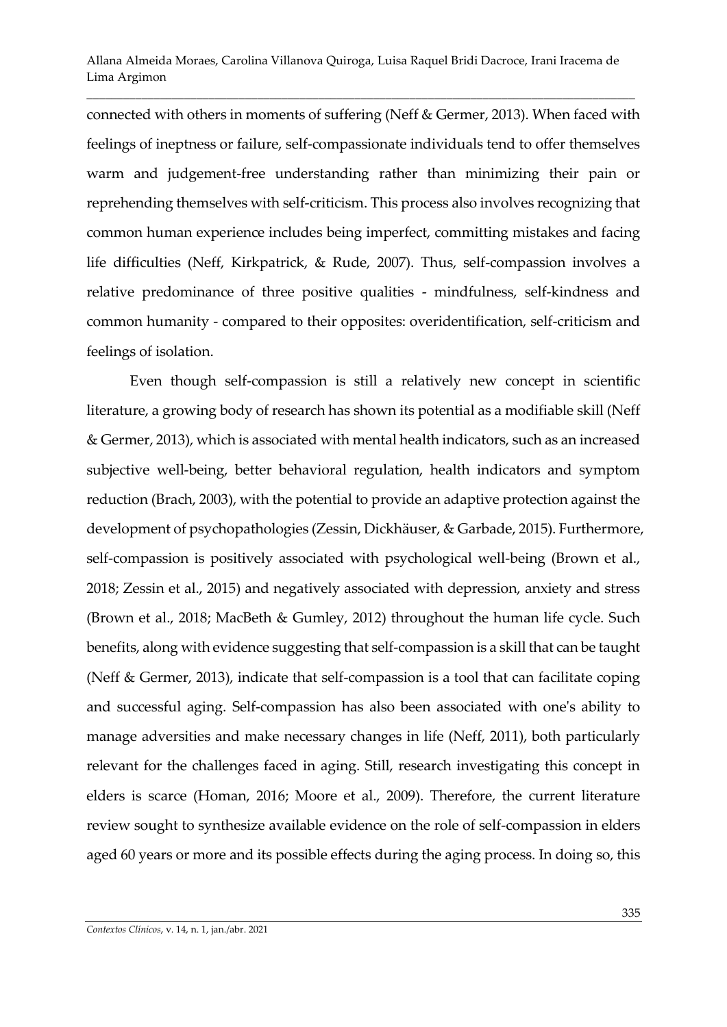connected with others in moments of suffering (Neff & Germer, 2013). When faced with feelings of ineptness or failure, self-compassionate individuals tend to offer themselves warm and judgement-free understanding rather than minimizing their pain or reprehending themselves with self-criticism. This process also involves recognizing that common human experience includes being imperfect, committing mistakes and facing life difficulties (Neff, Kirkpatrick, & Rude, 2007). Thus, self-compassion involves a relative predominance of three positive qualities - mindfulness, self-kindness and common humanity - compared to their opposites: overidentification, self-criticism and feelings of isolation.

Even though self-compassion is still a relatively new concept in scientific literature, a growing body of research has shown its potential as a modifiable skill (Neff & Germer, 2013), which is associated with mental health indicators, such as an increased subjective well-being, better behavioral regulation, health indicators and symptom reduction (Brach, 2003), with the potential to provide an adaptive protection against the development of psychopathologies (Zessin, Dickhäuser, & Garbade, 2015). Furthermore, self-compassion is positively associated with psychological well-being (Brown et al., 2018; Zessin et al., 2015) and negatively associated with depression, anxiety and stress (Brown et al., 2018; MacBeth & Gumley, 2012) throughout the human life cycle. Such benefits, along with evidence suggesting that self-compassion is a skill that can be taught (Neff & Germer, 2013), indicate that self-compassion is a tool that can facilitate coping and successful aging. Self-compassion has also been associated with one's ability to manage adversities and make necessary changes in life (Neff, 2011), both particularly relevant for the challenges faced in aging. Still, research investigating this concept in elders is scarce (Homan, 2016; Moore et al., 2009). Therefore, the current literature review sought to synthesize available evidence on the role of self-compassion in elders aged 60 years or more and its possible effects during the aging process. In doing so, this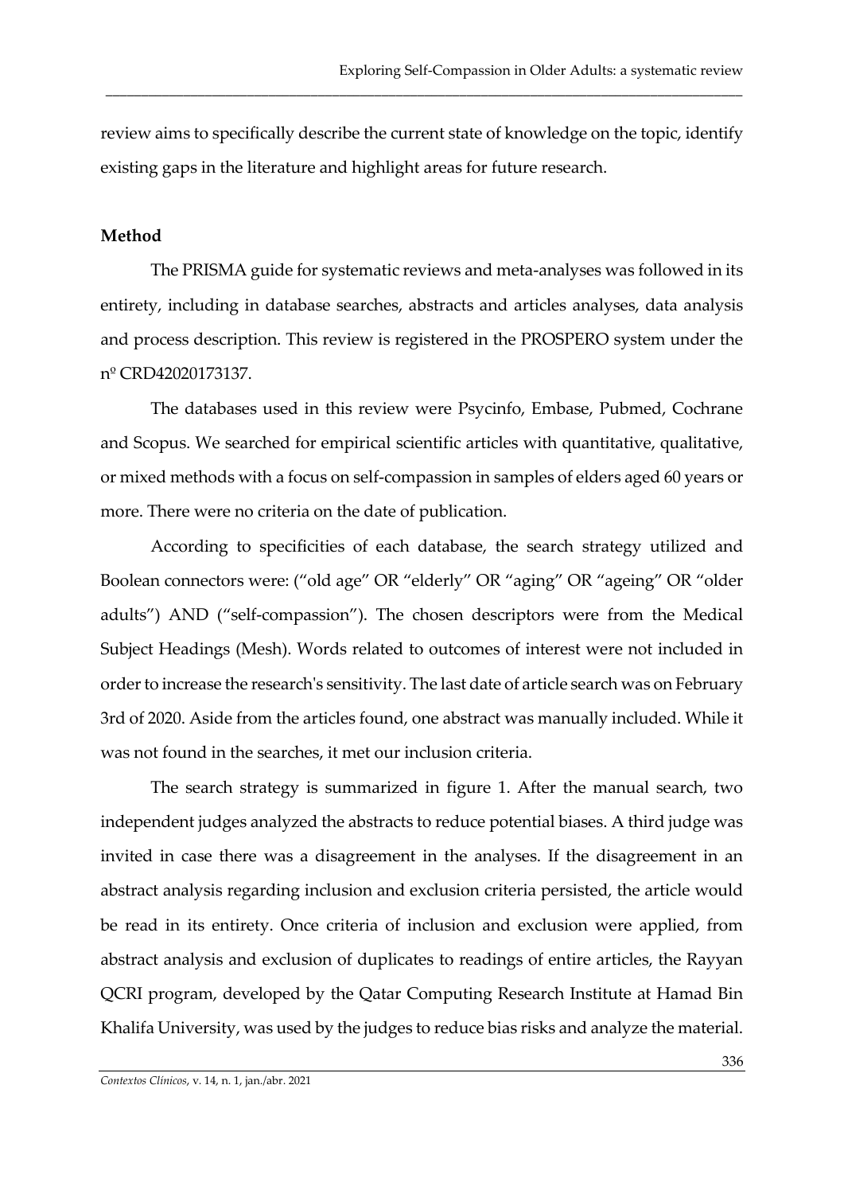review aims to specifically describe the current state of knowledge on the topic, identify existing gaps in the literature and highlight areas for future research.

**Method**

The PRISMA guide for systematic reviews and meta-analyses was followed in its entirety, including in database searches, abstracts and articles analyses, data analysis and process description. This review is registered in the PROSPERO system under the nº CRD42020173137.

The databases used in this review were Psycinfo, Embase, Pubmed, Cochrane and Scopus. We searched for empirical scientific articles with quantitative, qualitative, or mixed methods with a focus on self-compassion in samples of elders aged 60 years or more. There were no criteria on the date of publication.

According to specificities of each database, the search strategy utilized and Boolean connectors were: ("old age" OR "elderly" OR "aging" OR "ageing" OR "older adults") AND ("self-compassion"). The chosen descriptors were from the Medical Subject Headings (Mesh). Words related to outcomes of interest were not included in order to increase the research's sensitivity. The last date of article search was on February 3rd of 2020. Aside from the articles found, one abstract was manually included. While it was not found in the searches, it met our inclusion criteria.

The search strategy is summarized in figure 1. After the manual search, two independent judges analyzed the abstracts to reduce potential biases. A third judge was invited in case there was a disagreement in the analyses. If the disagreement in an abstract analysis regarding inclusion and exclusion criteria persisted, the article would be read in its entirety. Once criteria of inclusion and exclusion were applied, from abstract analysis and exclusion of duplicates to readings of entire articles, the Rayyan QCRI program, developed by the Qatar Computing Research Institute at Hamad Bin Khalifa University, was used by the judges to reduce bias risks and analyze the material.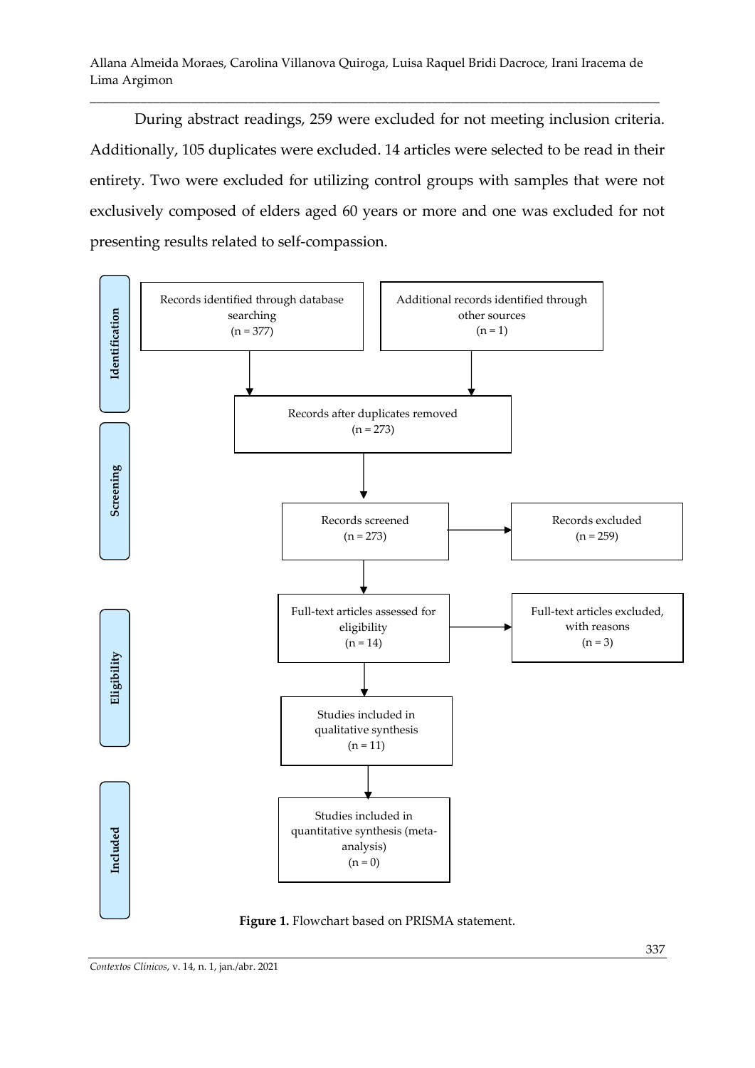During abstract readings, 259 were excluded for not meeting inclusion criteria. Additionally, 105 duplicates were excluded. 14 articles were selected to be read in their entirety. Two were excluded for utilizing control groups with samples that were not exclusively composed of elders aged 60 years or more and one was excluded for not presenting results related to self-compassion.

**Identification**

Records identified through database searching (n = 377)

Additional records identified through other sources (n = 1)

Records after duplicates removed (n = 273)

**Screening**

Records screened (n = 273)

Records excluded (n = 259)

**Eligibility**

Full-text articles assessed for eligibility (n = 14)

Full-text articles excluded, with reasons (n = 3)

Studies included in qualitative synthesis (n = 11)

**Included**

Studies included in quantitative synthesis (meta-analysis) (n = 0)

**Figure 1.** Flowchart based on PRISMA statement.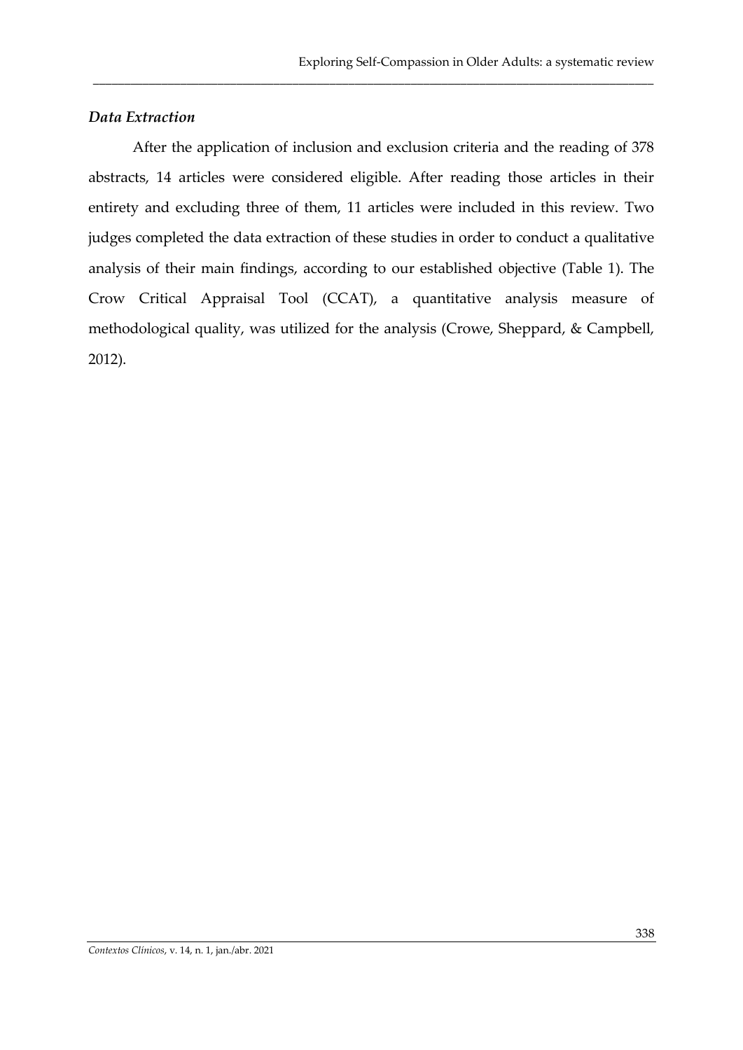### *Data Extraction*

After the application of inclusion and exclusion criteria and the reading of 378 abstracts, 14 articles were considered eligible. After reading those articles in their entirety and excluding three of them, 11 articles were included in this review. Two judges completed the data extraction of these studies in order to conduct a qualitative analysis of their main findings, according to our established objective (Table 1). The Crow Critical Appraisal Tool (CCAT), a quantitative analysis measure of methodological quality, was utilized for the analysis (Crowe, Sheppard, & Campbell, 2012).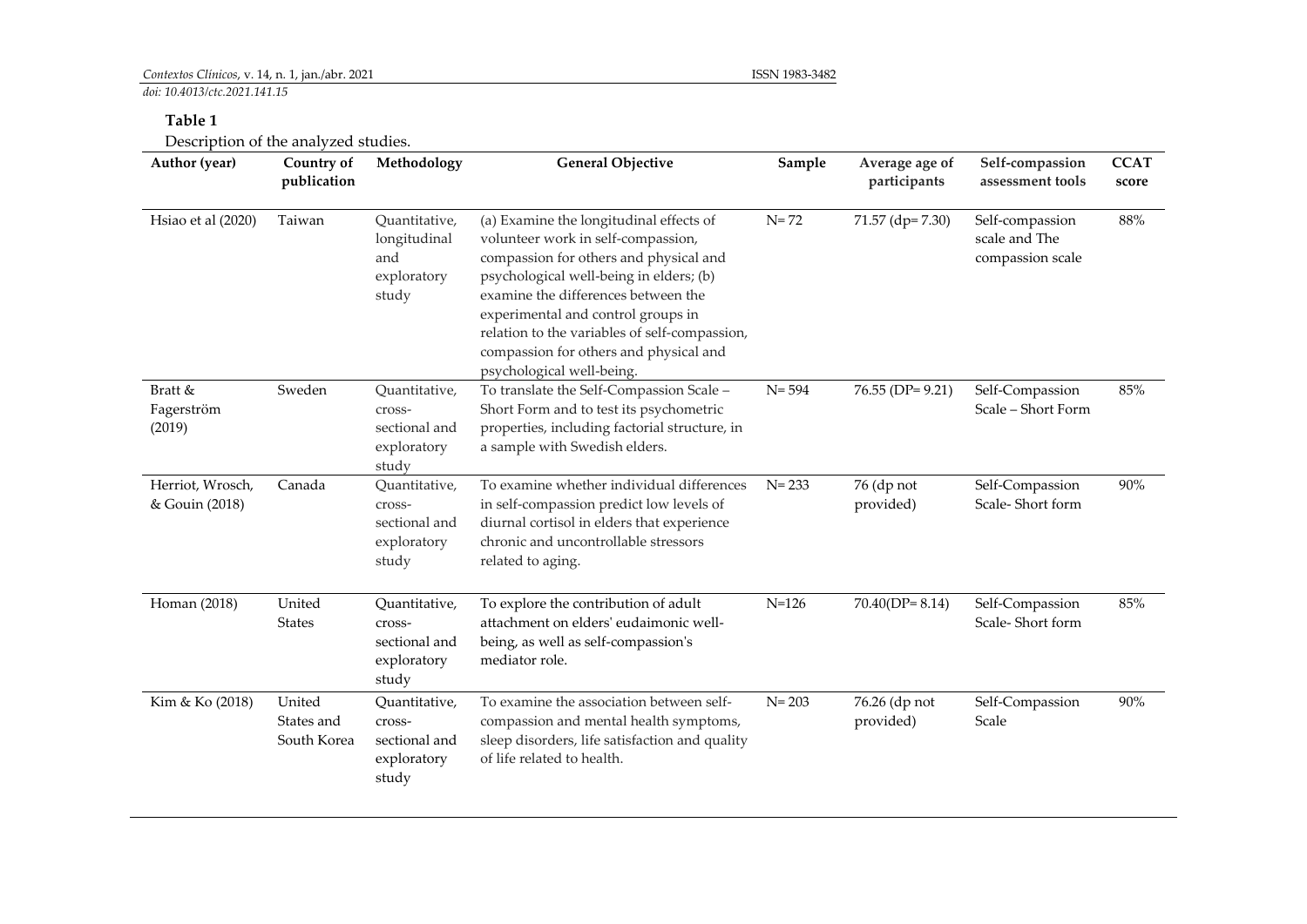**Table 1**

Description of the analyzed studies.

| Author (year) | Country of publication | Methodology | General Objective | Sample | Average age of participants | Self-compassion assessment tools | CCAT score |
|---|---|---|---|---|---|---|---|
| Hsiao et al (2020) | Taiwan | Quantitative, longitudinal and exploratory study | (a) Examine the longitudinal effects of volunteer work in self-compassion, compassion for others and physical and psychological well-being in elders; (b) examine the differences between the experimental and control groups in relation to the variables of self-compassion, compassion for others and physical and psychological well-being. | N= 72 | 71.57 (dp= 7.30) | Self-compassion scale and The compassion scale | 88% |
| Bratt & Fagerström (2019) | Sweden | Quantitative, cross-sectional and exploratory study | To translate the Self-Compassion Scale – Short Form and to test its psychometric properties, including factorial structure, in a sample with Swedish elders. | N= 594 | 76.55 (DP= 9.21) | Self-Compassion Scale – Short Form | 85% |
| Herriot, Wrosch, & Gouin (2018) | Canada | Quantitative, cross-sectional and exploratory study | To examine whether individual differences in self-compassion predict low levels of diurnal cortisol in elders that experience chronic and uncontrollable stressors related to aging. | N= 233 | 76 (dp not provided) | Self-Compassion Scale- Short form | 90% |
| Homan (2018) | United States | Quantitative, cross-sectional and exploratory study | To explore the contribution of adult attachment on elders' eudaimonic well-being, as well as self-compassion's mediator role. | N=126 | 70.40(DP= 8.14) | Self-Compassion Scale- Short form | 85% |
| Kim & Ko (2018) | United States and South Korea | Quantitative, cross-sectional and exploratory study | To examine the association between self-compassion and mental health symptoms, sleep disorders, life satisfaction and quality of life related to health. | N= 203 | 76.26 (dp not provided) | Self-Compassion Scale | 90% |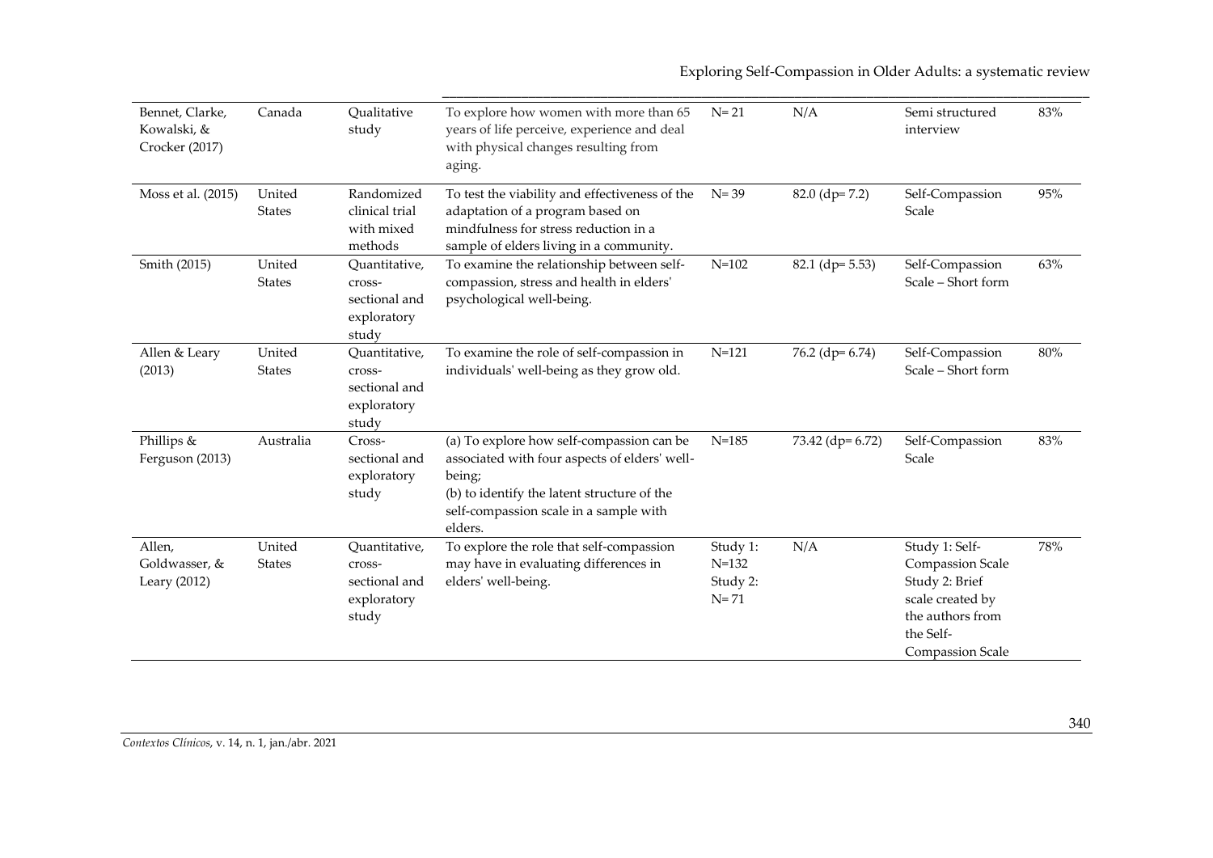| | | | | | | | |
|---|---|---|---|---|---|---|---|
| Bennet, Clarke, Kowalski, & Crocker (2017) | Canada | Qualitative study | To explore how women with more than 65 years of life perceive, experience and deal with physical changes resulting from aging. | N= 21 | N/A | Semi structured interview | 83% |
| Moss et al. (2015) | United States | Randomized clinical trial with mixed methods | To test the viability and effectiveness of the adaptation of a program based on mindfulness for stress reduction in a sample of elders living in a community. | N= 39 | 82.0 (dp= 7.2) | Self-Compassion Scale | 95% |
| Smith (2015) | United States | Quantitative, cross-sectional and exploratory study | To examine the relationship between self-compassion, stress and health in elders' psychological well-being. | N=102 | 82.1 (dp= 5.53) | Self-Compassion Scale – Short form | 63% |
| Allen & Leary (2013) | United States | Quantitative, cross-sectional and exploratory study | To examine the role of self-compassion in individuals' well-being as they grow old. | N=121 | 76.2 (dp= 6.74) | Self-Compassion Scale – Short form | 80% |
| Phillips & Ferguson (2013) | Australia | Cross-sectional and exploratory study | (a) To explore how self-compassion can be associated with four aspects of elders' well-being;<br>(b) to identify the latent structure of the self-compassion scale in a sample with elders. | N=185 | 73.42 (dp= 6.72) | Self-Compassion Scale | 83% |
| Allen, Goldwasser, & Leary (2012) | United States | Quantitative, cross-sectional and exploratory study | To explore the role that self-compassion may have in evaluating differences in elders' well-being. | Study 1: N=132<br>Study 2: N= 71 | N/A | Study 1: Self-Compassion Scale<br>Study 2: Brief scale created by the authors from the Self-Compassion Scale | 78% |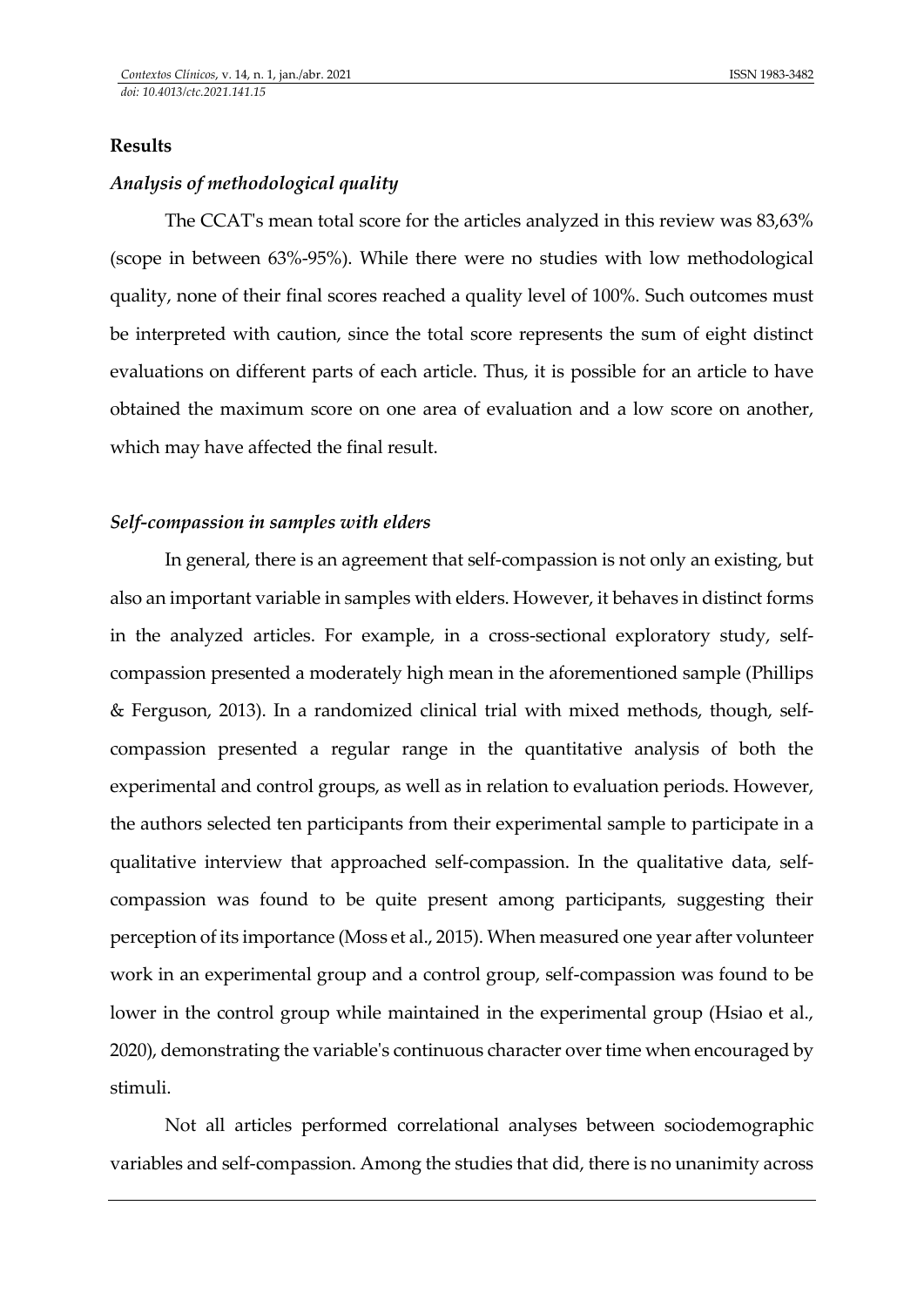## Results

### *Analysis of methodological quality*

The CCAT's mean total score for the articles analyzed in this review was 83,63% (scope in between 63%-95%). While there were no studies with low methodological quality, none of their final scores reached a quality level of 100%. Such outcomes must be interpreted with caution, since the total score represents the sum of eight distinct evaluations on different parts of each article. Thus, it is possible for an article to have obtained the maximum score on one area of evaluation and a low score on another, which may have affected the final result.

### *Self-compassion in samples with elders*

In general, there is an agreement that self-compassion is not only an existing, but also an important variable in samples with elders. However, it behaves in distinct forms in the analyzed articles. For example, in a cross-sectional exploratory study, self-compassion presented a moderately high mean in the aforementioned sample (Phillips & Ferguson, 2013). In a randomized clinical trial with mixed methods, though, self-compassion presented a regular range in the quantitative analysis of both the experimental and control groups, as well as in relation to evaluation periods. However, the authors selected ten participants from their experimental sample to participate in a qualitative interview that approached self-compassion. In the qualitative data, self-compassion was found to be quite present among participants, suggesting their perception of its importance (Moss et al., 2015). When measured one year after volunteer work in an experimental group and a control group, self-compassion was found to be lower in the control group while maintained in the experimental group (Hsiao et al., 2020), demonstrating the variable's continuous character over time when encouraged by stimuli.

Not all articles performed correlational analyses between sociodemographic variables and self-compassion. Among the studies that did, there is no unanimity across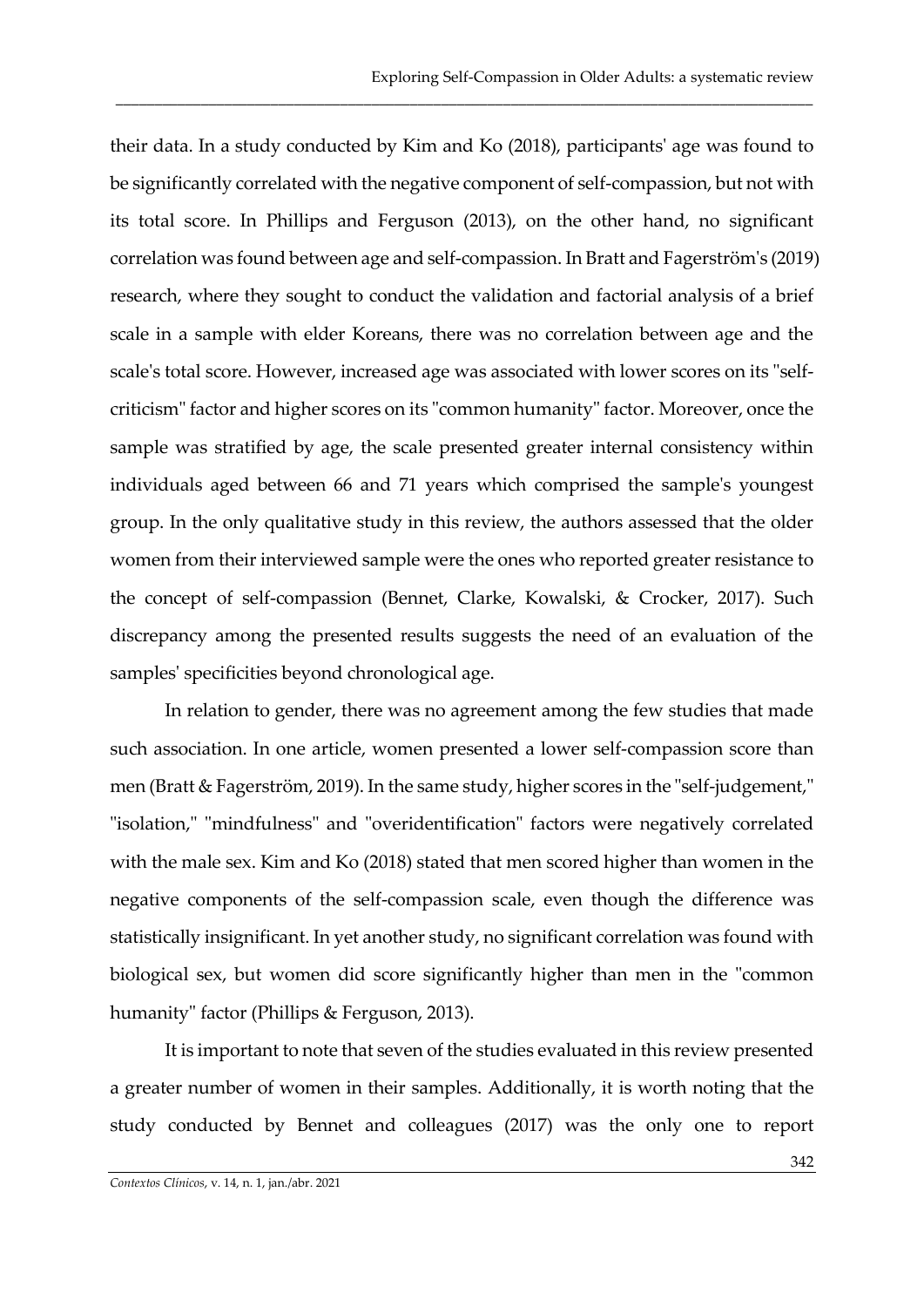their data. In a study conducted by Kim and Ko (2018), participants' age was found to be significantly correlated with the negative component of self-compassion, but not with its total score. In Phillips and Ferguson (2013), on the other hand, no significant correlation was found between age and self-compassion. In Bratt and Fagerström's (2019) research, where they sought to conduct the validation and factorial analysis of a brief scale in a sample with elder Koreans, there was no correlation between age and the scale's total score. However, increased age was associated with lower scores on its "self-criticism" factor and higher scores on its "common humanity" factor. Moreover, once the sample was stratified by age, the scale presented greater internal consistency within individuals aged between 66 and 71 years which comprised the sample's youngest group. In the only qualitative study in this review, the authors assessed that the older women from their interviewed sample were the ones who reported greater resistance to the concept of self-compassion (Bennet, Clarke, Kowalski, & Crocker, 2017). Such discrepancy among the presented results suggests the need of an evaluation of the samples' specificities beyond chronological age.

In relation to gender, there was no agreement among the few studies that made such association. In one article, women presented a lower self-compassion score than men (Bratt & Fagerström, 2019). In the same study, higher scores in the "self-judgement," "isolation," "mindfulness" and "overidentification" factors were negatively correlated with the male sex. Kim and Ko (2018) stated that men scored higher than women in the negative components of the self-compassion scale, even though the difference was statistically insignificant. In yet another study, no significant correlation was found with biological sex, but women did score significantly higher than men in the "common humanity" factor (Phillips & Ferguson, 2013).

It is important to note that seven of the studies evaluated in this review presented a greater number of women in their samples. Additionally, it is worth noting that the study conducted by Bennet and colleagues (2017) was the only one to report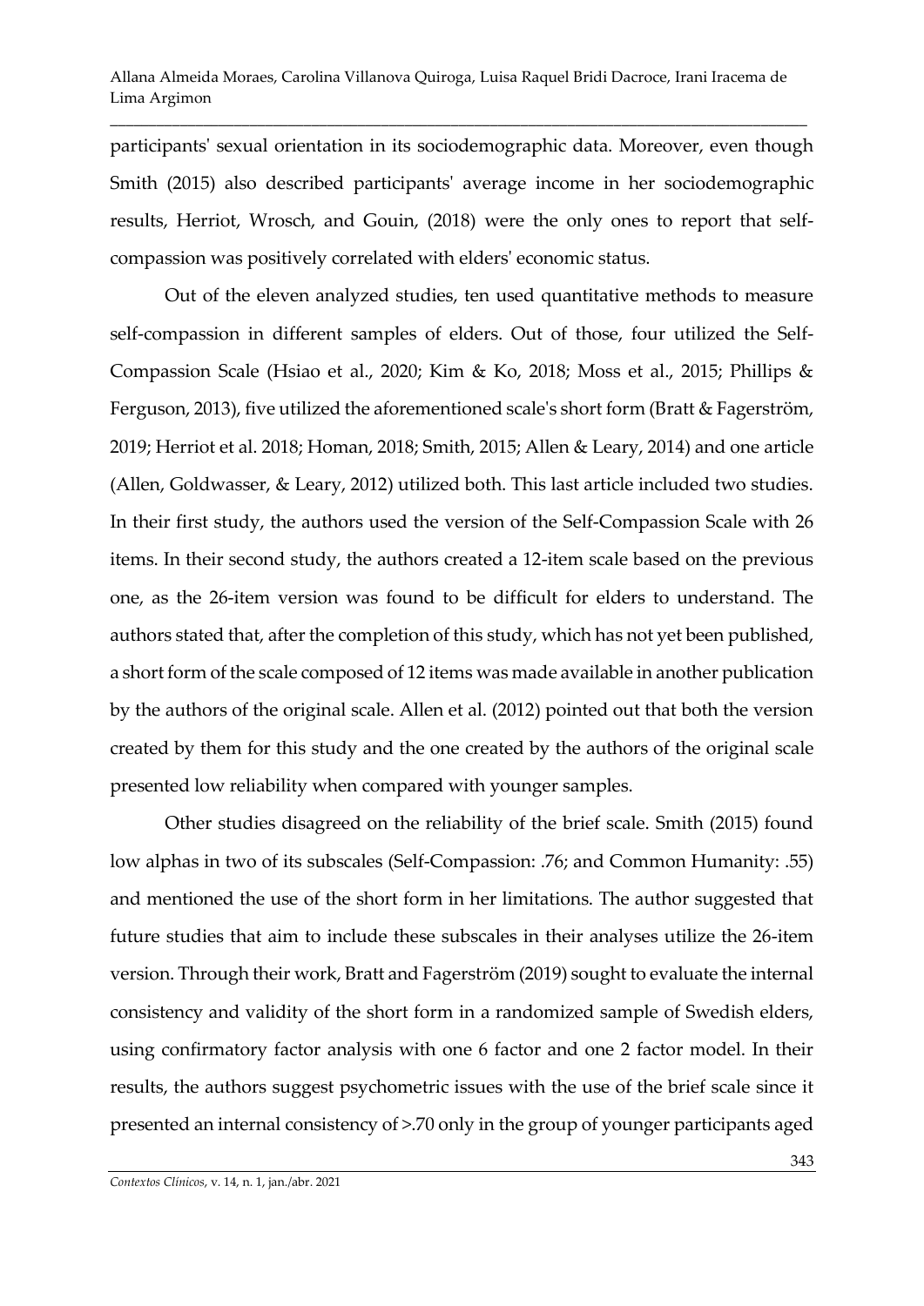participants' sexual orientation in its sociodemographic data. Moreover, even though Smith (2015) also described participants' average income in her sociodemographic results, Herriot, Wrosch, and Gouin, (2018) were the only ones to report that self-compassion was positively correlated with elders' economic status.

Out of the eleven analyzed studies, ten used quantitative methods to measure self-compassion in different samples of elders. Out of those, four utilized the Self-Compassion Scale (Hsiao et al., 2020; Kim & Ko, 2018; Moss et al., 2015; Phillips & Ferguson, 2013), five utilized the aforementioned scale's short form (Bratt & Fagerström, 2019; Herriot et al. 2018; Homan, 2018; Smith, 2015; Allen & Leary, 2014) and one article (Allen, Goldwasser, & Leary, 2012) utilized both. This last article included two studies. In their first study, the authors used the version of the Self-Compassion Scale with 26 items. In their second study, the authors created a 12-item scale based on the previous one, as the 26-item version was found to be difficult for elders to understand. The authors stated that, after the completion of this study, which has not yet been published, a short form of the scale composed of 12 items was made available in another publication by the authors of the original scale. Allen et al. (2012) pointed out that both the version created by them for this study and the one created by the authors of the original scale presented low reliability when compared with younger samples.

Other studies disagreed on the reliability of the brief scale. Smith (2015) found low alphas in two of its subscales (Self-Compassion: .76; and Common Humanity: .55) and mentioned the use of the short form in her limitations. The author suggested that future studies that aim to include these subscales in their analyses utilize the 26-item version. Through their work, Bratt and Fagerström (2019) sought to evaluate the internal consistency and validity of the short form in a randomized sample of Swedish elders, using confirmatory factor analysis with one 6 factor and one 2 factor model. In their results, the authors suggest psychometric issues with the use of the brief scale since it presented an internal consistency of >.70 only in the group of younger participants aged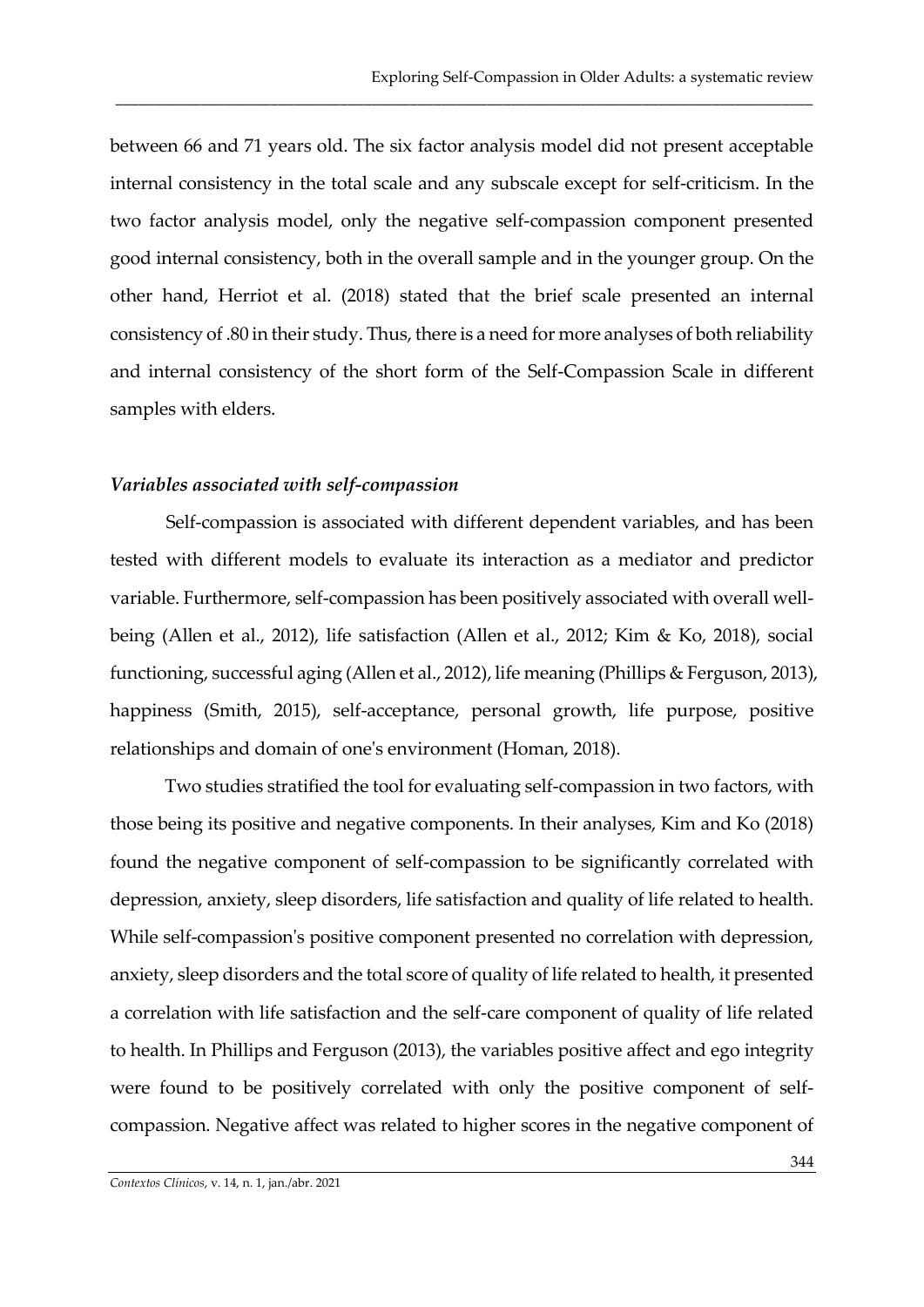between 66 and 71 years old. The six factor analysis model did not present acceptable internal consistency in the total scale and any subscale except for self-criticism. In the two factor analysis model, only the negative self-compassion component presented good internal consistency, both in the overall sample and in the younger group. On the other hand, Herriot et al. (2018) stated that the brief scale presented an internal consistency of .80 in their study. Thus, there is a need for more analyses of both reliability and internal consistency of the short form of the Self-Compassion Scale in different samples with elders.

### *Variables associated with self-compassion*

Self-compassion is associated with different dependent variables, and has been tested with different models to evaluate its interaction as a mediator and predictor variable. Furthermore, self-compassion has been positively associated with overall well-being (Allen et al., 2012), life satisfaction (Allen et al., 2012; Kim & Ko, 2018), social functioning, successful aging (Allen et al., 2012), life meaning (Phillips & Ferguson, 2013), happiness (Smith, 2015), self-acceptance, personal growth, life purpose, positive relationships and domain of one's environment (Homan, 2018).

Two studies stratified the tool for evaluating self-compassion in two factors, with those being its positive and negative components. In their analyses, Kim and Ko (2018) found the negative component of self-compassion to be significantly correlated with depression, anxiety, sleep disorders, life satisfaction and quality of life related to health. While self-compassion's positive component presented no correlation with depression, anxiety, sleep disorders and the total score of quality of life related to health, it presented a correlation with life satisfaction and the self-care component of quality of life related to health. In Phillips and Ferguson (2013), the variables positive affect and ego integrity were found to be positively correlated with only the positive component of self-compassion. Negative affect was related to higher scores in the negative component of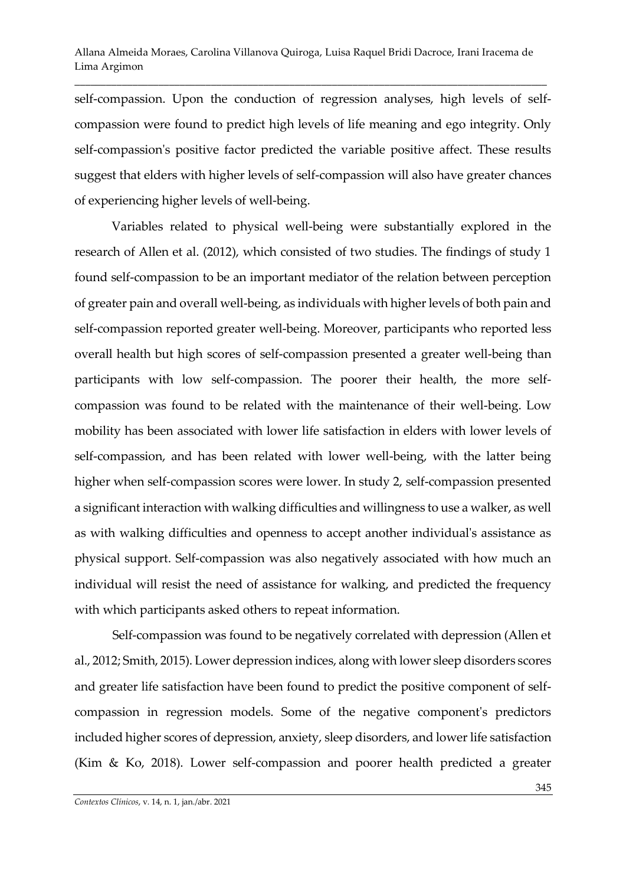self-compassion. Upon the conduction of regression analyses, high levels of self-compassion were found to predict high levels of life meaning and ego integrity. Only self-compassion's positive factor predicted the variable positive affect. These results suggest that elders with higher levels of self-compassion will also have greater chances of experiencing higher levels of well-being.

Variables related to physical well-being were substantially explored in the research of Allen et al. (2012), which consisted of two studies. The findings of study 1 found self-compassion to be an important mediator of the relation between perception of greater pain and overall well-being, as individuals with higher levels of both pain and self-compassion reported greater well-being. Moreover, participants who reported less overall health but high scores of self-compassion presented a greater well-being than participants with low self-compassion. The poorer their health, the more self-compassion was found to be related with the maintenance of their well-being. Low mobility has been associated with lower life satisfaction in elders with lower levels of self-compassion, and has been related with lower well-being, with the latter being higher when self-compassion scores were lower. In study 2, self-compassion presented a significant interaction with walking difficulties and willingness to use a walker, as well as with walking difficulties and openness to accept another individual's assistance as physical support. Self-compassion was also negatively associated with how much an individual will resist the need of assistance for walking, and predicted the frequency with which participants asked others to repeat information.

Self-compassion was found to be negatively correlated with depression (Allen et al., 2012; Smith, 2015). Lower depression indices, along with lower sleep disorders scores and greater life satisfaction have been found to predict the positive component of self-compassion in regression models. Some of the negative component's predictors included higher scores of depression, anxiety, sleep disorders, and lower life satisfaction (Kim & Ko, 2018). Lower self-compassion and poorer health predicted a greater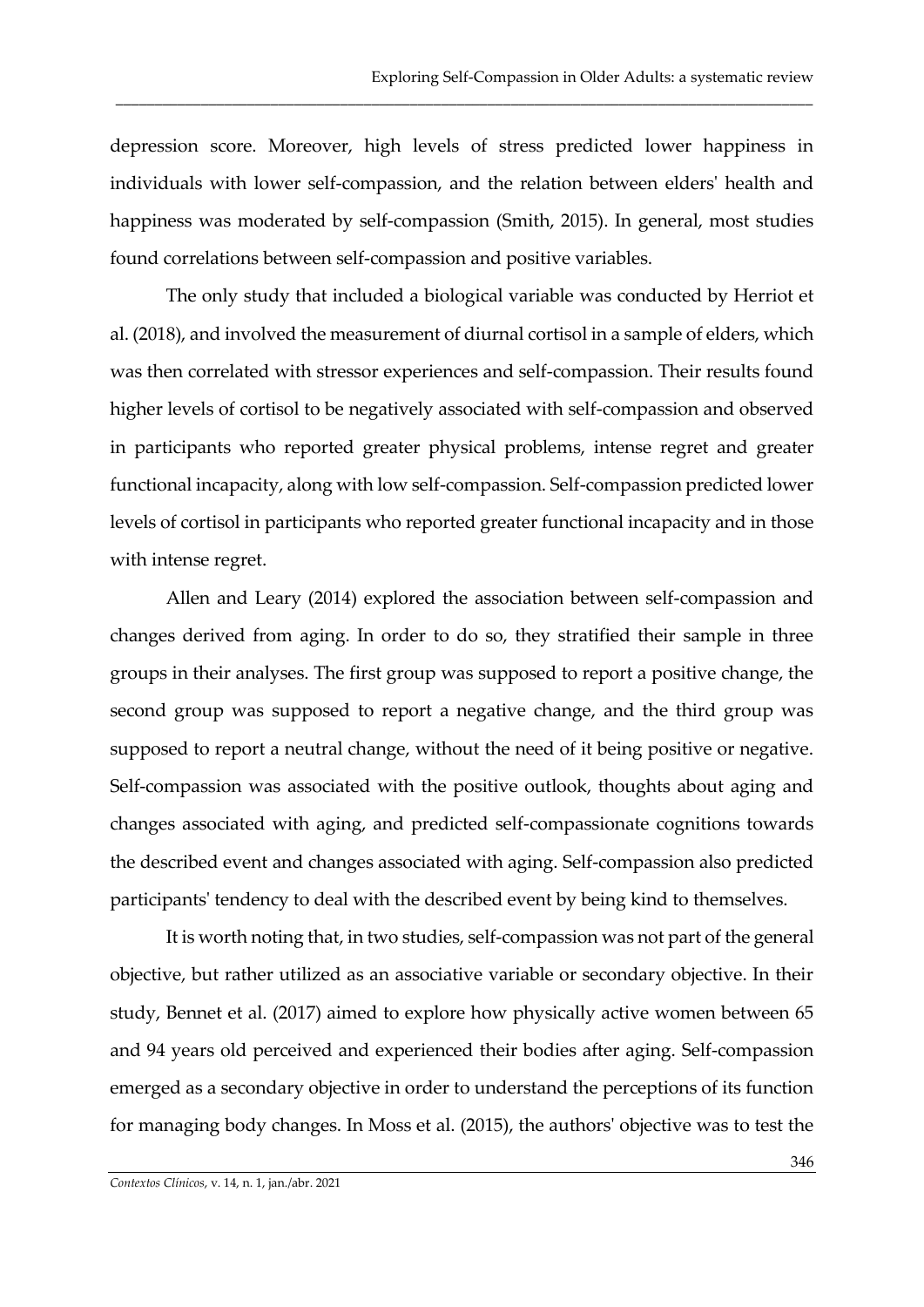depression score. Moreover, high levels of stress predicted lower happiness in individuals with lower self-compassion, and the relation between elders' health and happiness was moderated by self-compassion (Smith, 2015). In general, most studies found correlations between self-compassion and positive variables.

The only study that included a biological variable was conducted by Herriot et al. (2018), and involved the measurement of diurnal cortisol in a sample of elders, which was then correlated with stressor experiences and self-compassion. Their results found higher levels of cortisol to be negatively associated with self-compassion and observed in participants who reported greater physical problems, intense regret and greater functional incapacity, along with low self-compassion. Self-compassion predicted lower levels of cortisol in participants who reported greater functional incapacity and in those with intense regret.

Allen and Leary (2014) explored the association between self-compassion and changes derived from aging. In order to do so, they stratified their sample in three groups in their analyses. The first group was supposed to report a positive change, the second group was supposed to report a negative change, and the third group was supposed to report a neutral change, without the need of it being positive or negative. Self-compassion was associated with the positive outlook, thoughts about aging and changes associated with aging, and predicted self-compassionate cognitions towards the described event and changes associated with aging. Self-compassion also predicted participants' tendency to deal with the described event by being kind to themselves.

It is worth noting that, in two studies, self-compassion was not part of the general objective, but rather utilized as an associative variable or secondary objective. In their study, Bennet et al. (2017) aimed to explore how physically active women between 65 and 94 years old perceived and experienced their bodies after aging. Self-compassion emerged as a secondary objective in order to understand the perceptions of its function for managing body changes. In Moss et al. (2015), the authors' objective was to test the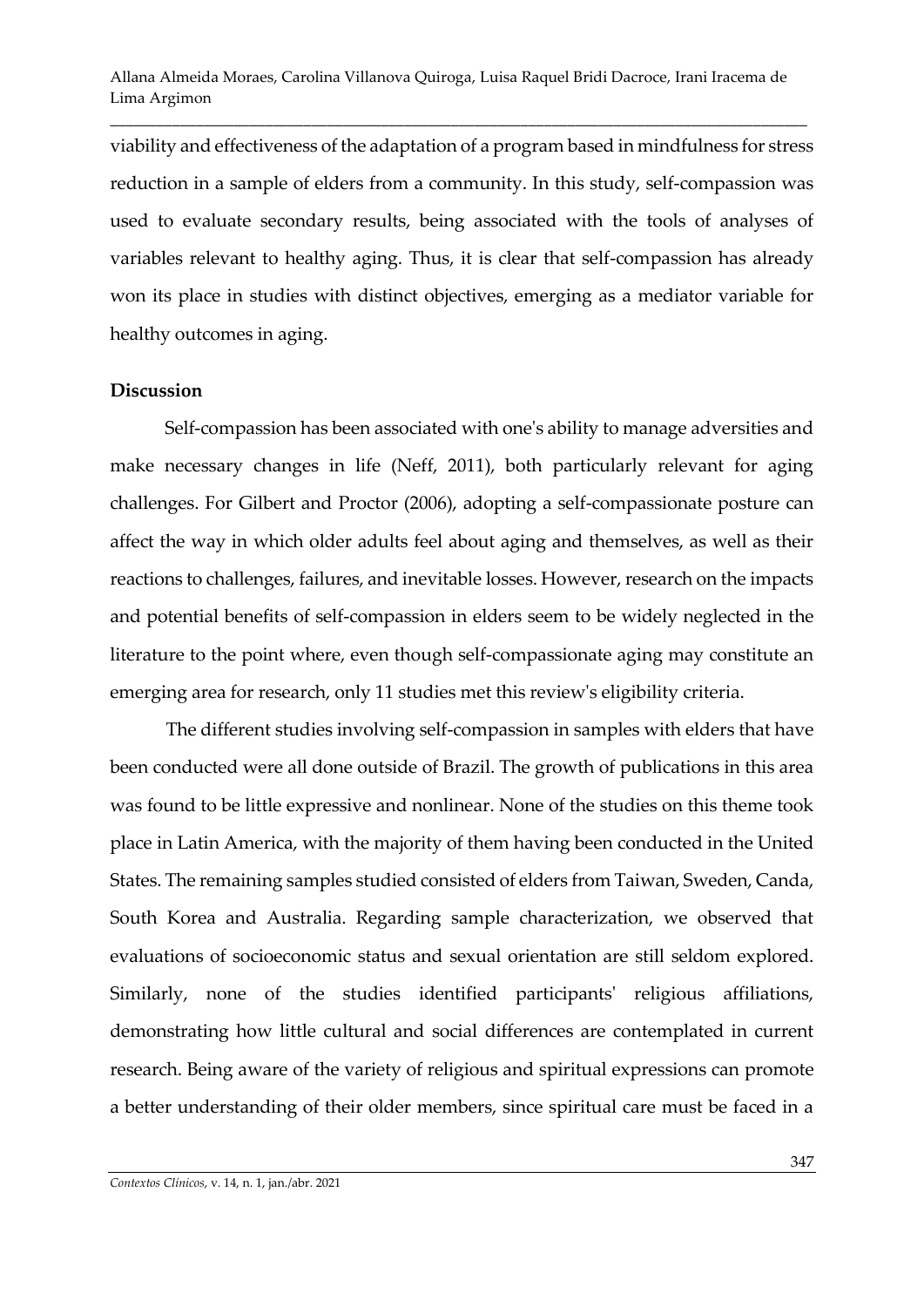viability and effectiveness of the adaptation of a program based in mindfulness for stress reduction in a sample of elders from a community. In this study, self-compassion was used to evaluate secondary results, being associated with the tools of analyses of variables relevant to healthy aging. Thus, it is clear that self-compassion has already won its place in studies with distinct objectives, emerging as a mediator variable for healthy outcomes in aging.

## Discussion

Self-compassion has been associated with one's ability to manage adversities and make necessary changes in life (Neff, 2011), both particularly relevant for aging challenges. For Gilbert and Proctor (2006), adopting a self-compassionate posture can affect the way in which older adults feel about aging and themselves, as well as their reactions to challenges, failures, and inevitable losses. However, research on the impacts and potential benefits of self-compassion in elders seem to be widely neglected in the literature to the point where, even though self-compassionate aging may constitute an emerging area for research, only 11 studies met this review's eligibility criteria.

The different studies involving self-compassion in samples with elders that have been conducted were all done outside of Brazil. The growth of publications in this area was found to be little expressive and nonlinear. None of the studies on this theme took place in Latin America, with the majority of them having been conducted in the United States. The remaining samples studied consisted of elders from Taiwan, Sweden, Canda, South Korea and Australia. Regarding sample characterization, we observed that evaluations of socioeconomic status and sexual orientation are still seldom explored. Similarly, none of the studies identified participants' religious affiliations, demonstrating how little cultural and social differences are contemplated in current research. Being aware of the variety of religious and spiritual expressions can promote a better understanding of their older members, since spiritual care must be faced in a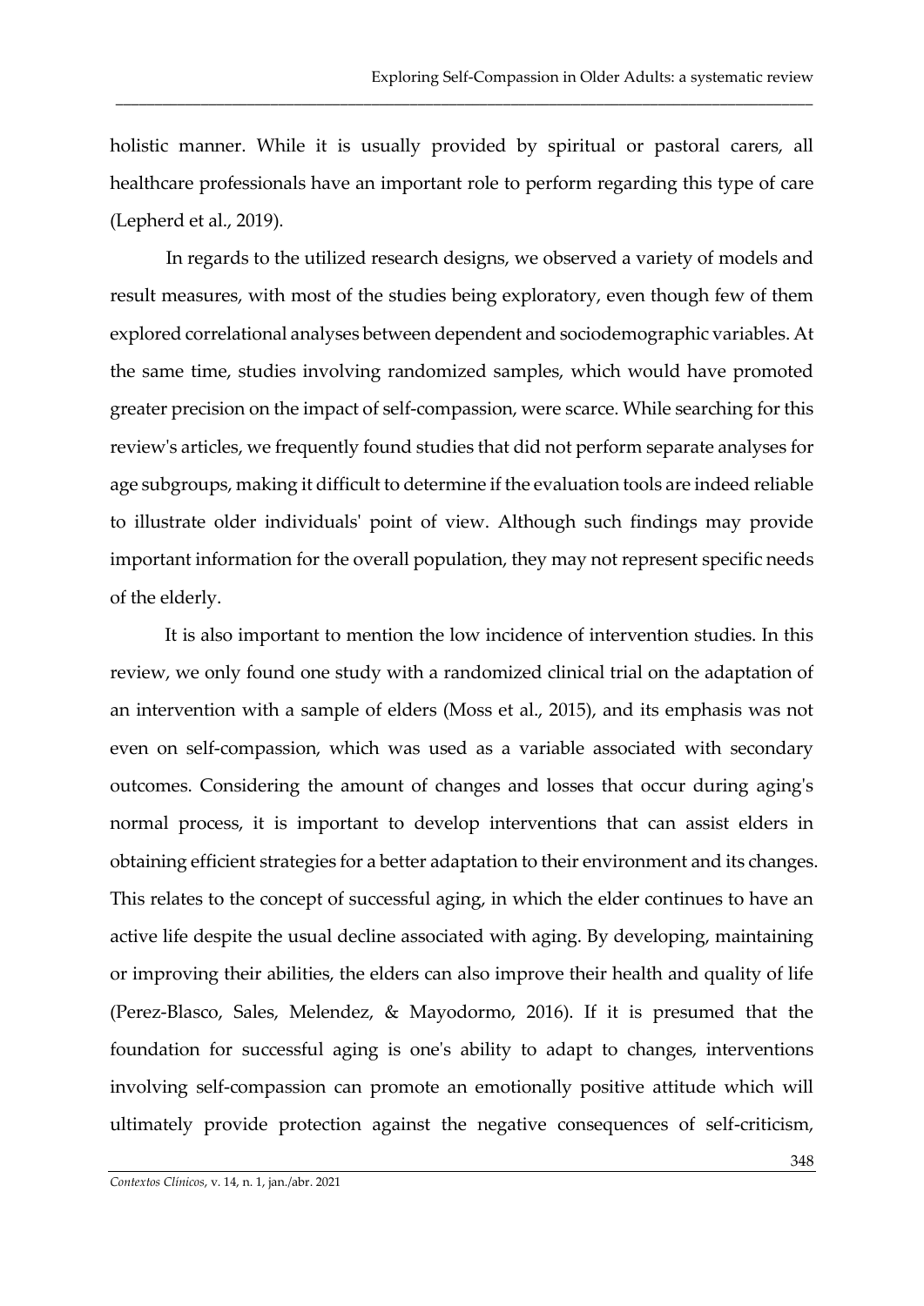holistic manner. While it is usually provided by spiritual or pastoral carers, all healthcare professionals have an important role to perform regarding this type of care (Lepherd et al., 2019).

In regards to the utilized research designs, we observed a variety of models and result measures, with most of the studies being exploratory, even though few of them explored correlational analyses between dependent and sociodemographic variables. At the same time, studies involving randomized samples, which would have promoted greater precision on the impact of self-compassion, were scarce. While searching for this review's articles, we frequently found studies that did not perform separate analyses for age subgroups, making it difficult to determine if the evaluation tools are indeed reliable to illustrate older individuals' point of view. Although such findings may provide important information for the overall population, they may not represent specific needs of the elderly.

It is also important to mention the low incidence of intervention studies. In this review, we only found one study with a randomized clinical trial on the adaptation of an intervention with a sample of elders (Moss et al., 2015), and its emphasis was not even on self-compassion, which was used as a variable associated with secondary outcomes. Considering the amount of changes and losses that occur during aging's normal process, it is important to develop interventions that can assist elders in obtaining efficient strategies for a better adaptation to their environment and its changes. This relates to the concept of successful aging, in which the elder continues to have an active life despite the usual decline associated with aging. By developing, maintaining or improving their abilities, the elders can also improve their health and quality of life (Perez-Blasco, Sales, Melendez, & Mayodormo, 2016). If it is presumed that the foundation for successful aging is one's ability to adapt to changes, interventions involving self-compassion can promote an emotionally positive attitude which will ultimately provide protection against the negative consequences of self-criticism,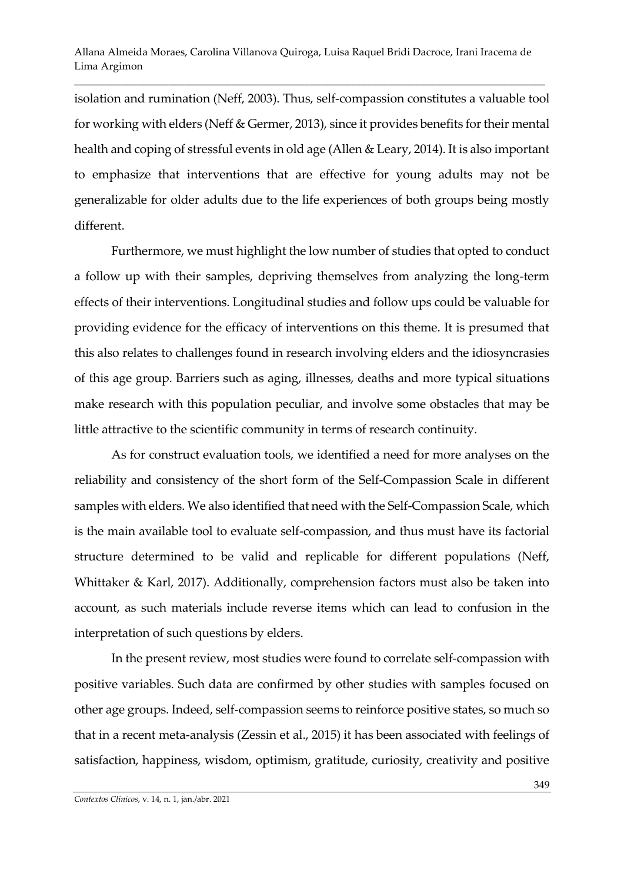isolation and rumination (Neff, 2003). Thus, self-compassion constitutes a valuable tool for working with elders (Neff & Germer, 2013), since it provides benefits for their mental health and coping of stressful events in old age (Allen & Leary, 2014). It is also important to emphasize that interventions that are effective for young adults may not be generalizable for older adults due to the life experiences of both groups being mostly different.

Furthermore, we must highlight the low number of studies that opted to conduct a follow up with their samples, depriving themselves from analyzing the long-term effects of their interventions. Longitudinal studies and follow ups could be valuable for providing evidence for the efficacy of interventions on this theme. It is presumed that this also relates to challenges found in research involving elders and the idiosyncrasies of this age group. Barriers such as aging, illnesses, deaths and more typical situations make research with this population peculiar, and involve some obstacles that may be little attractive to the scientific community in terms of research continuity.

As for construct evaluation tools, we identified a need for more analyses on the reliability and consistency of the short form of the Self-Compassion Scale in different samples with elders. We also identified that need with the Self-Compassion Scale, which is the main available tool to evaluate self-compassion, and thus must have its factorial structure determined to be valid and replicable for different populations (Neff, Whittaker & Karl, 2017). Additionally, comprehension factors must also be taken into account, as such materials include reverse items which can lead to confusion in the interpretation of such questions by elders.

In the present review, most studies were found to correlate self-compassion with positive variables. Such data are confirmed by other studies with samples focused on other age groups. Indeed, self-compassion seems to reinforce positive states, so much so that in a recent meta-analysis (Zessin et al., 2015) it has been associated with feelings of satisfaction, happiness, wisdom, optimism, gratitude, curiosity, creativity and positive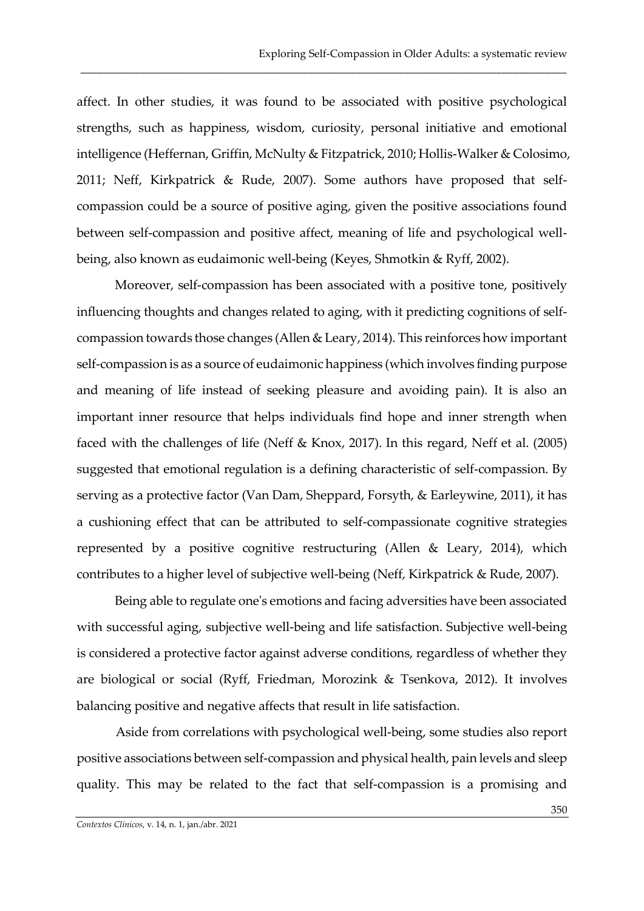affect. In other studies, it was found to be associated with positive psychological strengths, such as happiness, wisdom, curiosity, personal initiative and emotional intelligence (Heffernan, Griffin, McNulty & Fitzpatrick, 2010; Hollis-Walker & Colosimo, 2011; Neff, Kirkpatrick & Rude, 2007). Some authors have proposed that self-compassion could be a source of positive aging, given the positive associations found between self-compassion and positive affect, meaning of life and psychological well-being, also known as eudaimonic well-being (Keyes, Shmotkin & Ryff, 2002).

Moreover, self-compassion has been associated with a positive tone, positively influencing thoughts and changes related to aging, with it predicting cognitions of self-compassion towards those changes (Allen & Leary, 2014). This reinforces how important self-compassion is as a source of eudaimonic happiness (which involves finding purpose and meaning of life instead of seeking pleasure and avoiding pain). It is also an important inner resource that helps individuals find hope and inner strength when faced with the challenges of life (Neff & Knox, 2017). In this regard, Neff et al. (2005) suggested that emotional regulation is a defining characteristic of self-compassion. By serving as a protective factor (Van Dam, Sheppard, Forsyth, & Earleywine, 2011), it has a cushioning effect that can be attributed to self-compassionate cognitive strategies represented by a positive cognitive restructuring (Allen & Leary, 2014), which contributes to a higher level of subjective well-being (Neff, Kirkpatrick & Rude, 2007).

Being able to regulate one's emotions and facing adversities have been associated with successful aging, subjective well-being and life satisfaction. Subjective well-being is considered a protective factor against adverse conditions, regardless of whether they are biological or social (Ryff, Friedman, Morozink & Tsenkova, 2012). It involves balancing positive and negative affects that result in life satisfaction.

Aside from correlations with psychological well-being, some studies also report positive associations between self-compassion and physical health, pain levels and sleep quality. This may be related to the fact that self-compassion is a promising and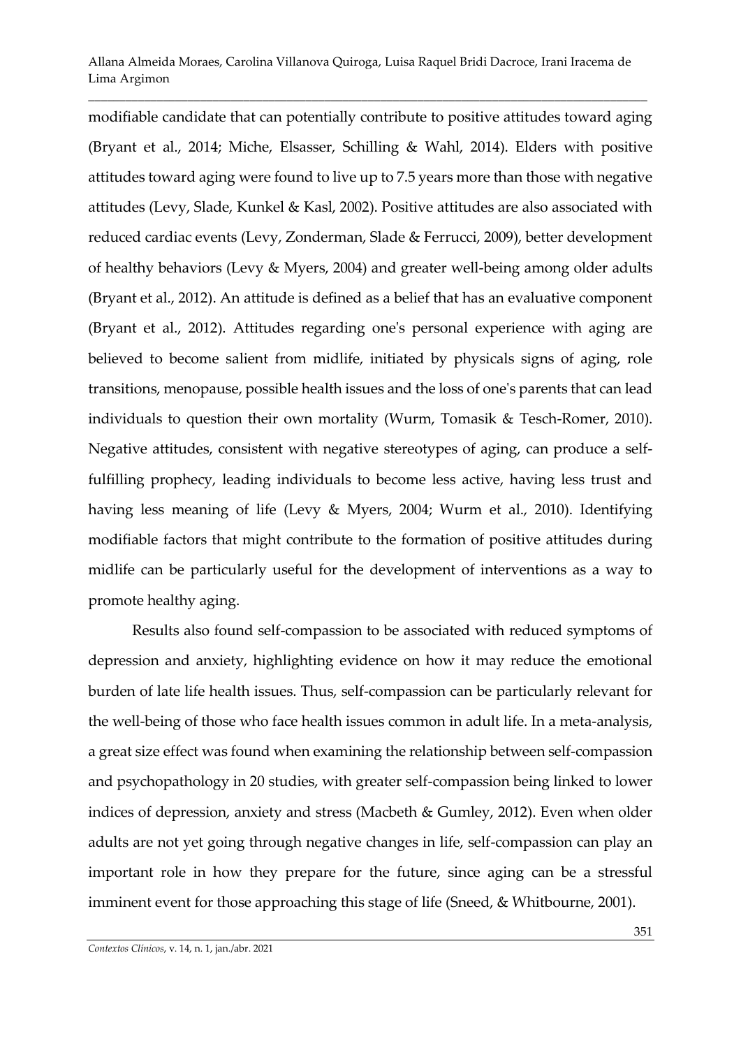modifiable candidate that can potentially contribute to positive attitudes toward aging (Bryant et al., 2014; Miche, Elsasser, Schilling & Wahl, 2014). Elders with positive attitudes toward aging were found to live up to 7.5 years more than those with negative attitudes (Levy, Slade, Kunkel & Kasl, 2002). Positive attitudes are also associated with reduced cardiac events (Levy, Zonderman, Slade & Ferrucci, 2009), better development of healthy behaviors (Levy & Myers, 2004) and greater well-being among older adults (Bryant et al., 2012). An attitude is defined as a belief that has an evaluative component (Bryant et al., 2012). Attitudes regarding one's personal experience with aging are believed to become salient from midlife, initiated by physicals signs of aging, role transitions, menopause, possible health issues and the loss of one's parents that can lead individuals to question their own mortality (Wurm, Tomasik & Tesch-Romer, 2010). Negative attitudes, consistent with negative stereotypes of aging, can produce a self-fulfilling prophecy, leading individuals to become less active, having less trust and having less meaning of life (Levy & Myers, 2004; Wurm et al., 2010). Identifying modifiable factors that might contribute to the formation of positive attitudes during midlife can be particularly useful for the development of interventions as a way to promote healthy aging.

Results also found self-compassion to be associated with reduced symptoms of depression and anxiety, highlighting evidence on how it may reduce the emotional burden of late life health issues. Thus, self-compassion can be particularly relevant for the well-being of those who face health issues common in adult life. In a meta-analysis, a great size effect was found when examining the relationship between self-compassion and psychopathology in 20 studies, with greater self-compassion being linked to lower indices of depression, anxiety and stress (Macbeth & Gumley, 2012). Even when older adults are not yet going through negative changes in life, self-compassion can play an important role in how they prepare for the future, since aging can be a stressful imminent event for those approaching this stage of life (Sneed, & Whitbourne, 2001).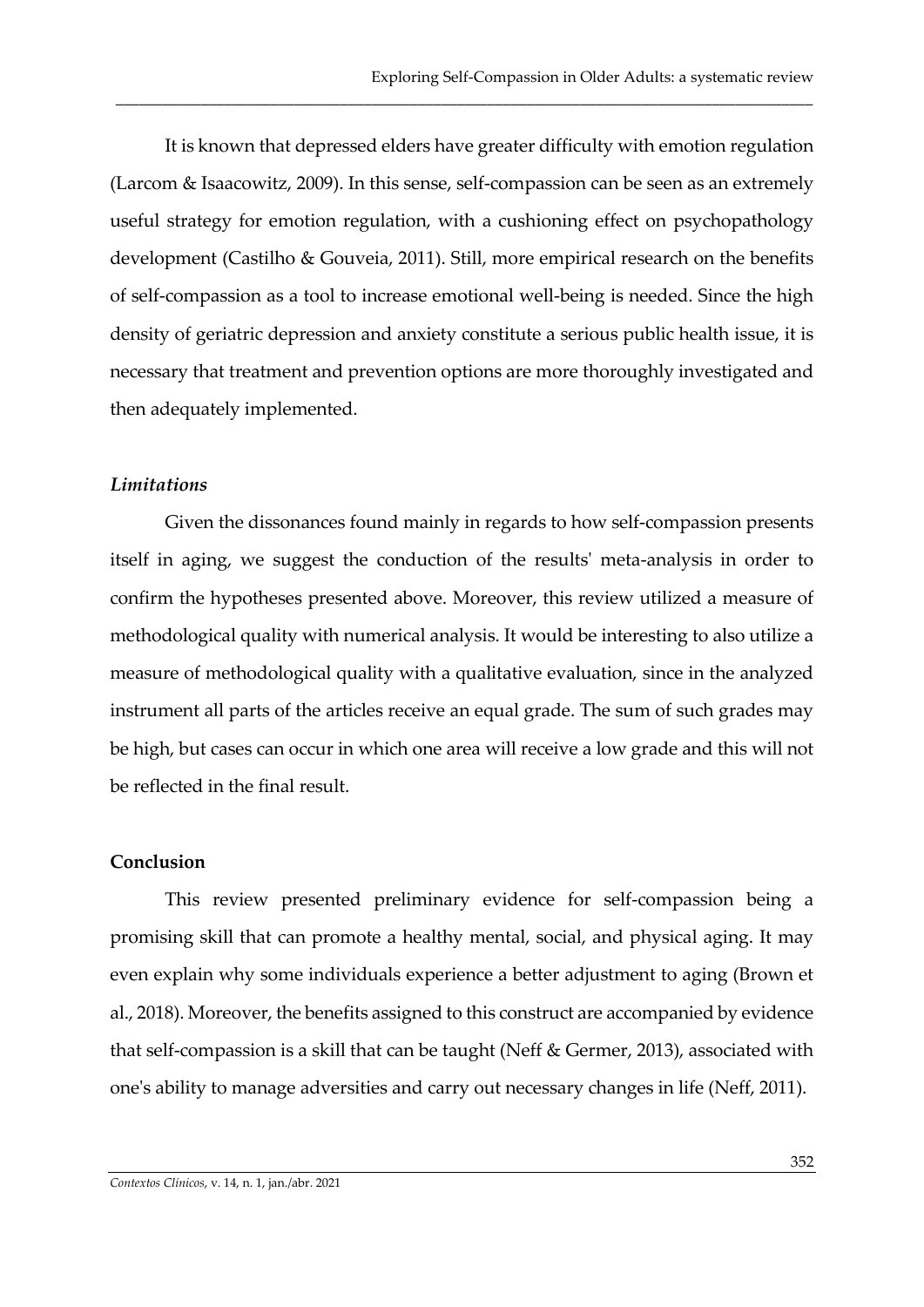It is known that depressed elders have greater difficulty with emotion regulation (Larcom & Isaacowitz, 2009). In this sense, self-compassion can be seen as an extremely useful strategy for emotion regulation, with a cushioning effect on psychopathology development (Castilho & Gouveia, 2011). Still, more empirical research on the benefits of self-compassion as a tool to increase emotional well-being is needed. Since the high density of geriatric depression and anxiety constitute a serious public health issue, it is necessary that treatment and prevention options are more thoroughly investigated and then adequately implemented.

### *Limitations*

Given the dissonances found mainly in regards to how self-compassion presents itself in aging, we suggest the conduction of the results' meta-analysis in order to confirm the hypotheses presented above. Moreover, this review utilized a measure of methodological quality with numerical analysis. It would be interesting to also utilize a measure of methodological quality with a qualitative evaluation, since in the analyzed instrument all parts of the articles receive an equal grade. The sum of such grades may be high, but cases can occur in which one area will receive a low grade and this will not be reflected in the final result.

## Conclusion

This review presented preliminary evidence for self-compassion being a promising skill that can promote a healthy mental, social, and physical aging. It may even explain why some individuals experience a better adjustment to aging (Brown et al., 2018). Moreover, the benefits assigned to this construct are accompanied by evidence that self-compassion is a skill that can be taught (Neff & Germer, 2013), associated with one's ability to manage adversities and carry out necessary changes in life (Neff, 2011).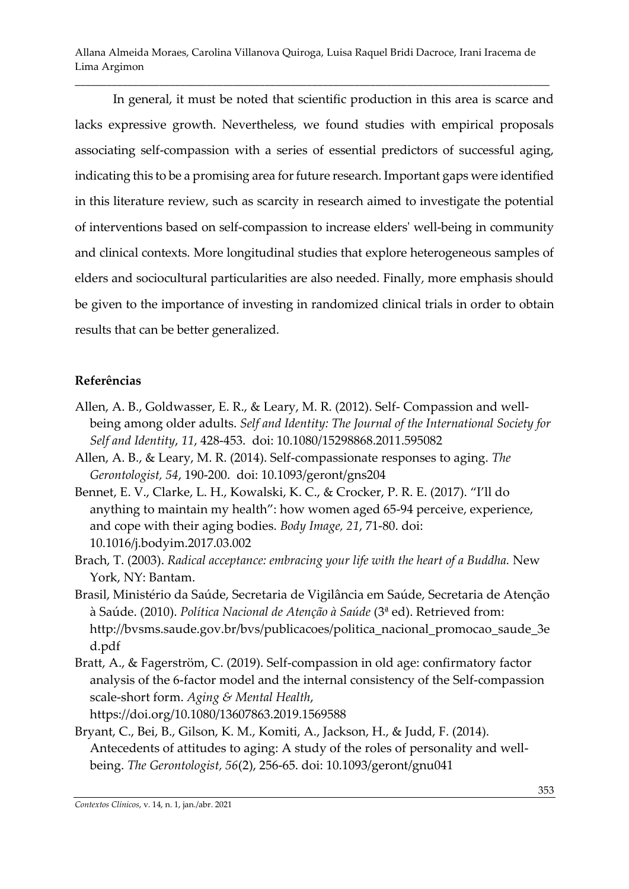In general, it must be noted that scientific production in this area is scarce and lacks expressive growth. Nevertheless, we found studies with empirical proposals associating self-compassion with a series of essential predictors of successful aging, indicating this to be a promising area for future research. Important gaps were identified in this literature review, such as scarcity in research aimed to investigate the potential of interventions based on self-compassion to increase elders' well-being in community and clinical contexts. More longitudinal studies that explore heterogeneous samples of elders and sociocultural particularities are also needed. Finally, more emphasis should be given to the importance of investing in randomized clinical trials in order to obtain results that can be better generalized.

## Referências

Allen, A. B., Goldwasser, E. R., & Leary, M. R. (2012). Self- Compassion and well-being among older adults. *Self and Identity: The Journal of the International Society for Self and Identity*, *11*, 428-453. doi: 10.1080/15298868.2011.595082

Allen, A. B., & Leary, M. R. (2014). Self-compassionate responses to aging. *The Gerontologist, 54*, 190-200. doi: 10.1093/geront/gns204

Bennet, E. V., Clarke, L. H., Kowalski, K. C., & Crocker, P. R. E. (2017). "I'll do anything to maintain my health": how women aged 65-94 perceive, experience, and cope with their aging bodies. *Body Image, 21*, 71-80. doi: 10.1016/j.bodyim.2017.03.002

Brach, T. (2003). *Radical acceptance: embracing your life with the heart of a Buddha.* New York, NY: Bantam.

Brasil, Ministério da Saúde, Secretaria de Vigilância em Saúde, Secretaria de Atenção à Saúde. (2010). *Política Nacional de Atenção à Saúde* (3ª ed). Retrieved from: http://bvsms.saude.gov.br/bvs/publicacoes/politica_nacional_promocao_saude_3ed.pdf

Bratt, A., & Fagerström, C. (2019). Self-compassion in old age: confirmatory factor analysis of the 6-factor model and the internal consistency of the Self-compassion scale-short form. *Aging & Mental Health*, https://doi.org/10.1080/13607863.2019.1569588

Bryant, C., Bei, B., Gilson, K. M., Komiti, A., Jackson, H., & Judd, F. (2014). Antecedents of attitudes to aging: A study of the roles of personality and well-being. *The Gerontologist, 56*(2), 256-65. doi: 10.1093/geront/gnu041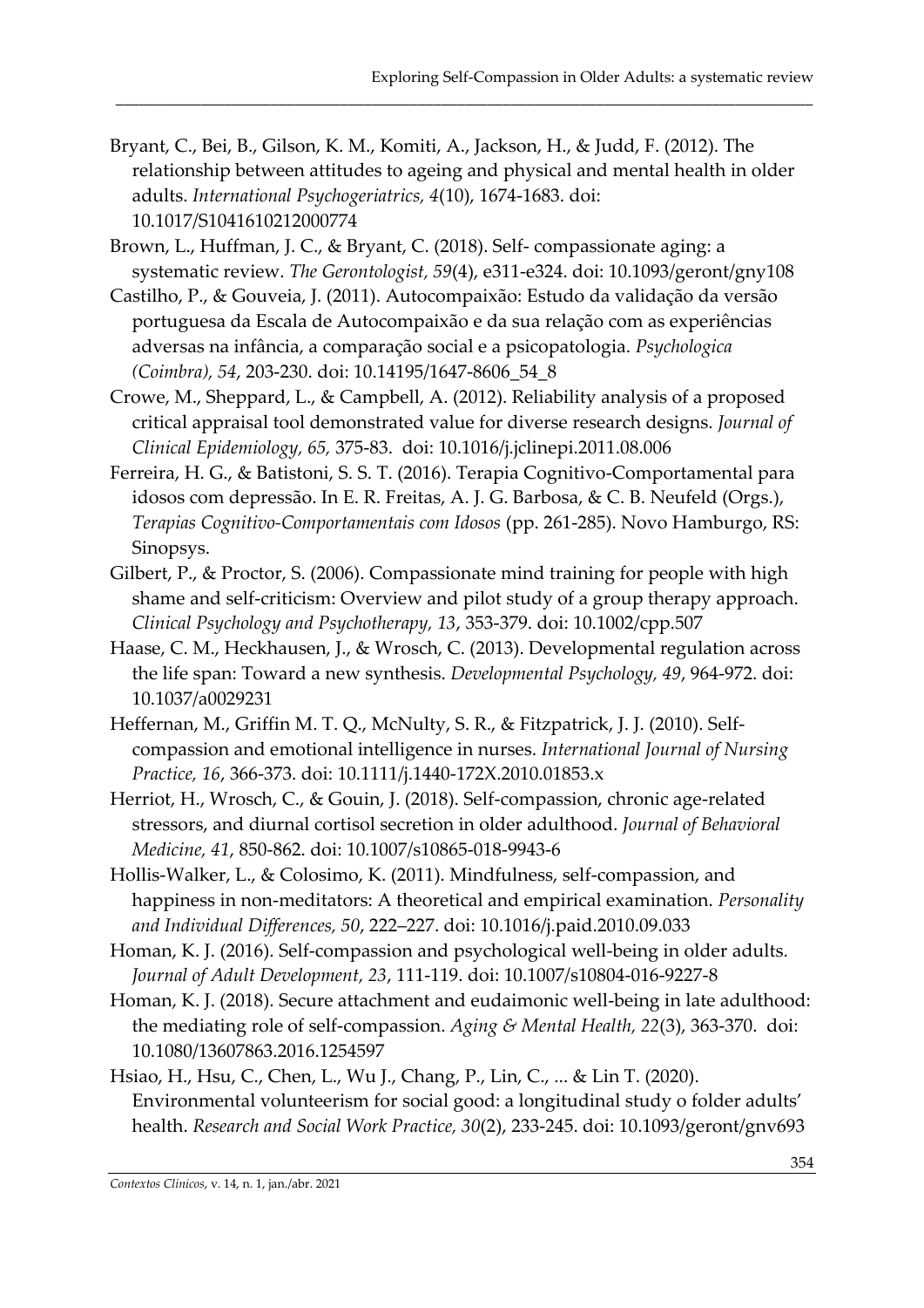Bryant, C., Bei, B., Gilson, K. M., Komiti, A., Jackson, H., & Judd, F. (2012). The relationship between attitudes to ageing and physical and mental health in older adults. *International Psychogeriatrics, 4*(10), 1674-1683. doi: 10.1017/S1041610212000774

Brown, L., Huffman, J. C., & Bryant, C. (2018). Self- compassionate aging: a systematic review. *The Gerontologist, 59*(4), e311-e324. doi: 10.1093/geront/gny108

Castilho, P., & Gouveia, J. (2011). Autocompaixão: Estudo da validação da versão portuguesa da Escala de Autocompaixão e da sua relação com as experiências adversas na infância, a comparação social e a psicopatologia. *Psychologica (Coimbra), 54*, 203-230. doi: 10.14195/1647-8606_54_8

Crowe, M., Sheppard, L., & Campbell, A. (2012). Reliability analysis of a proposed critical appraisal tool demonstrated value for diverse research designs. *Journal of Clinical Epidemiology, 65,* 375-83. doi: 10.1016/j.jclinepi.2011.08.006

Ferreira, H. G., & Batistoni, S. S. T. (2016). Terapia Cognitivo-Comportamental para idosos com depressão. In E. R. Freitas, A. J. G. Barbosa, & C. B. Neufeld (Orgs.), *Terapias Cognitivo-Comportamentais com Idosos* (pp. 261-285). Novo Hamburgo, RS: Sinopsys.

Gilbert, P., & Proctor, S. (2006). Compassionate mind training for people with high shame and self-criticism: Overview and pilot study of a group therapy approach. *Clinical Psychology and Psychotherapy, 13*, 353-379. doi: 10.1002/cpp.507

Haase, C. M., Heckhausen, J., & Wrosch, C. (2013). Developmental regulation across the life span: Toward a new synthesis. *Developmental Psychology, 49*, 964-972. doi: 10.1037/a0029231

Heffernan, M., Griffin M. T. Q., McNulty, S. R., & Fitzpatrick, J. J. (2010). Self-compassion and emotional intelligence in nurses. *International Journal of Nursing Practice, 16*, 366-373. doi: 10.1111/j.1440-172X.2010.01853.x

Herriot, H., Wrosch, C., & Gouin, J. (2018). Self-compassion, chronic age-related stressors, and diurnal cortisol secretion in older adulthood. *Journal of Behavioral Medicine, 41*, 850-862. doi: 10.1007/s10865-018-9943-6

Hollis-Walker, L., & Colosimo, K. (2011). Mindfulness, self-compassion, and happiness in non-meditators: A theoretical and empirical examination. *Personality and Individual Differences, 50*, 222–227. doi: 10.1016/j.paid.2010.09.033

Homan, K. J. (2016). Self-compassion and psychological well-being in older adults. *Journal of Adult Development, 23*, 111-119. doi: 10.1007/s10804-016-9227-8

Homan, K. J. (2018). Secure attachment and eudaimonic well-being in late adulthood: the mediating role of self-compassion. *Aging & Mental Health, 22*(3), 363-370. doi: 10.1080/13607863.2016.1254597

Hsiao, H., Hsu, C., Chen, L., Wu J., Chang, P., Lin, C., ... & Lin T. (2020). Environmental volunteerism for social good: a longitudinal study o folder adults' health. *Research and Social Work Practice, 30*(2), 233-245. doi: 10.1093/geront/gnv693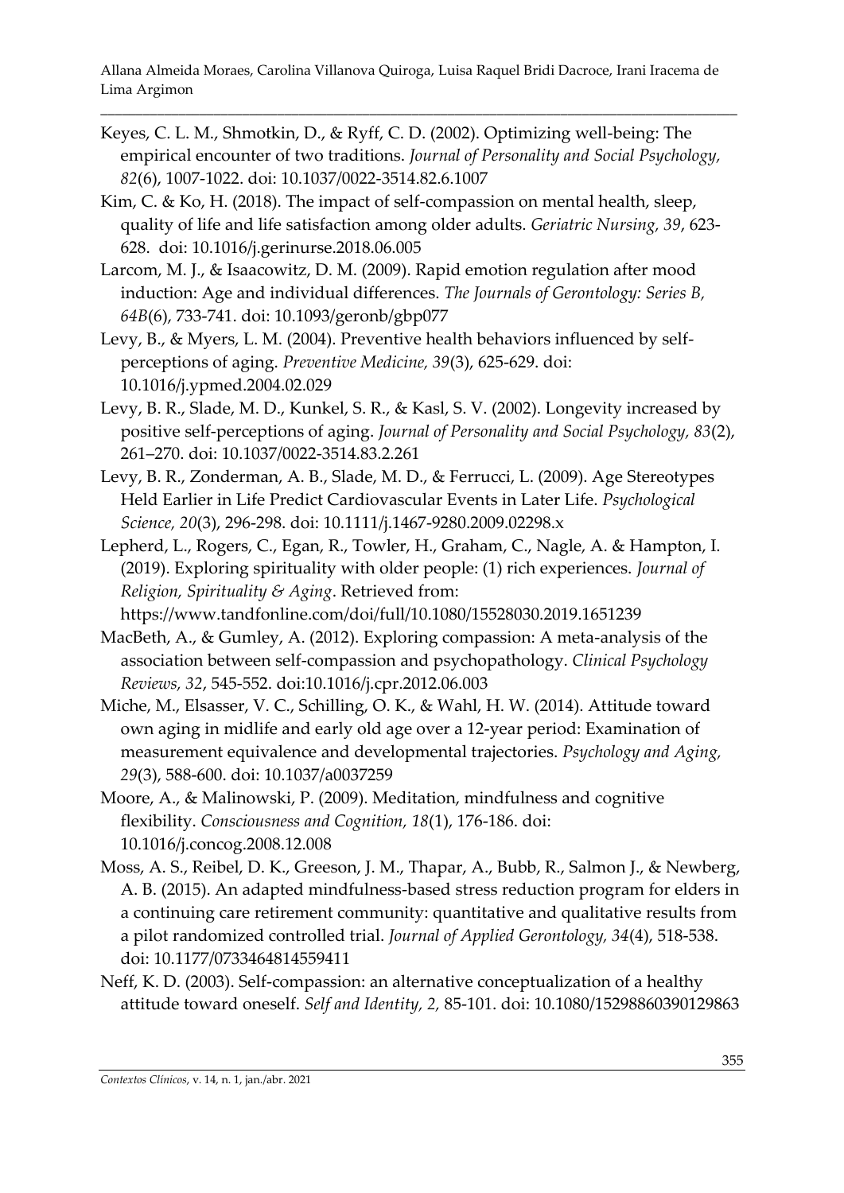Keyes, C. L. M., Shmotkin, D., & Ryff, C. D. (2002). Optimizing well-being: The empirical encounter of two traditions. *Journal of Personality and Social Psychology, 82*(6), 1007-1022. doi: 10.1037/0022-3514.82.6.1007

Kim, C. & Ko, H. (2018). The impact of self-compassion on mental health, sleep, quality of life and life satisfaction among older adults. *Geriatric Nursing, 39*, 623-628. doi: 10.1016/j.gerinurse.2018.06.005

Larcom, M. J., & Isaacowitz, D. M. (2009). Rapid emotion regulation after mood induction: Age and individual differences. *The Journals of Gerontology: Series B, 64B*(6), 733-741. doi: 10.1093/geronb/gbp077

Levy, B., & Myers, L. M. (2004). Preventive health behaviors influenced by self-perceptions of aging. *Preventive Medicine, 39*(3), 625-629. doi: 10.1016/j.ypmed.2004.02.029

Levy, B. R., Slade, M. D., Kunkel, S. R., & Kasl, S. V. (2002). Longevity increased by positive self-perceptions of aging. *Journal of Personality and Social Psychology, 83*(2), 261–270. doi: 10.1037/0022-3514.83.2.261

Levy, B. R., Zonderman, A. B., Slade, M. D., & Ferrucci, L. (2009). Age Stereotypes Held Earlier in Life Predict Cardiovascular Events in Later Life. *Psychological Science, 20*(3), 296-298. doi: 10.1111/j.1467-9280.2009.02298.x

Lepherd, L., Rogers, C., Egan, R., Towler, H., Graham, C., Nagle, A. & Hampton, I. (2019). Exploring spirituality with older people: (1) rich experiences. *Journal of Religion, Spirituality & Aging*. Retrieved from: https://www.tandfonline.com/doi/full/10.1080/15528030.2019.1651239

MacBeth, A., & Gumley, A. (2012). Exploring compassion: A meta-analysis of the association between self-compassion and psychopathology. *Clinical Psychology Reviews, 32*, 545-552. doi:10.1016/j.cpr.2012.06.003

Miche, M., Elsasser, V. C., Schilling, O. K., & Wahl, H. W. (2014). Attitude toward own aging in midlife and early old age over a 12-year period: Examination of measurement equivalence and developmental trajectories. *Psychology and Aging, 29*(3), 588-600. doi: 10.1037/a0037259

Moore, A., & Malinowski, P. (2009). Meditation, mindfulness and cognitive flexibility. *Consciousness and Cognition, 18*(1), 176-186. doi: 10.1016/j.concog.2008.12.008

Moss, A. S., Reibel, D. K., Greeson, J. M., Thapar, A., Bubb, R., Salmon J., & Newberg, A. B. (2015). An adapted mindfulness-based stress reduction program for elders in a continuing care retirement community: quantitative and qualitative results from a pilot randomized controlled trial. *Journal of Applied Gerontology, 34*(4), 518-538. doi: 10.1177/0733464814559411

Neff, K. D. (2003). Self-compassion: an alternative conceptualization of a healthy attitude toward oneself. *Self and Identity, 2,* 85-101. doi: 10.1080/15298860390129863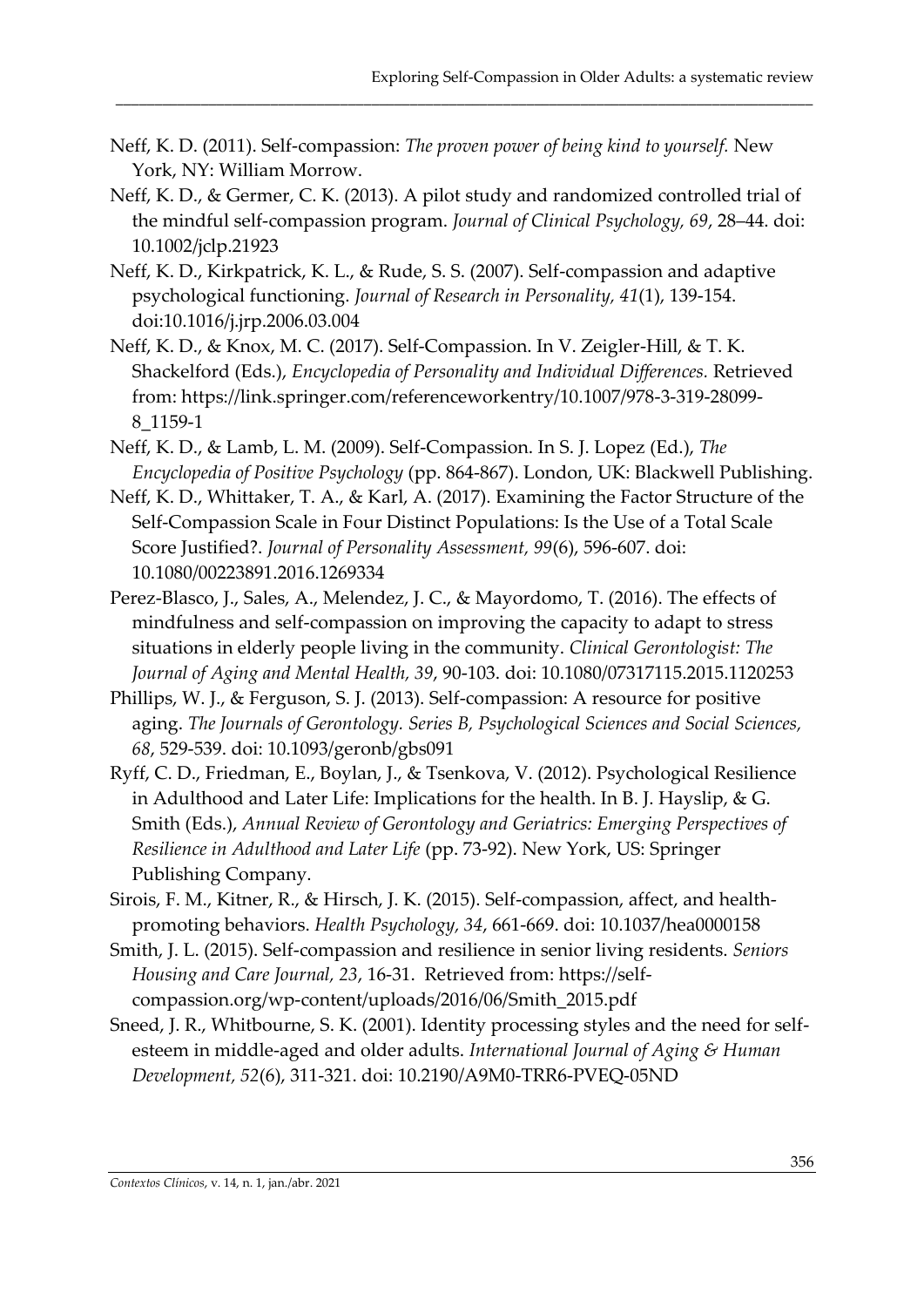Neff, K. D. (2011). Self-compassion: *The proven power of being kind to yourself.* New York, NY: William Morrow.

Neff, K. D., & Germer, C. K. (2013). A pilot study and randomized controlled trial of the mindful self-compassion program. *Journal of Clinical Psychology, 69*, 28–44. doi: 10.1002/jclp.21923

Neff, K. D., Kirkpatrick, K. L., & Rude, S. S. (2007). Self-compassion and adaptive psychological functioning. *Journal of Research in Personality, 41*(1), 139-154. doi:10.1016/j.jrp.2006.03.004

Neff, K. D., & Knox, M. C. (2017). Self-Compassion. In V. Zeigler-Hill, & T. K. Shackelford (Eds.), *Encyclopedia of Personality and Individual Differences.* Retrieved from: https://link.springer.com/referenceworkentry/10.1007/978-3-319-28099-8_1159-1

Neff, K. D., & Lamb, L. M. (2009). Self-Compassion. In S. J. Lopez (Ed.), *The Encyclopedia of Positive Psychology* (pp. 864-867). London, UK: Blackwell Publishing.

Neff, K. D., Whittaker, T. A., & Karl, A. (2017). Examining the Factor Structure of the Self-Compassion Scale in Four Distinct Populations: Is the Use of a Total Scale Score Justified?. *Journal of Personality Assessment, 99*(6), 596-607. doi: 10.1080/00223891.2016.1269334

Perez-Blasco, J., Sales, A., Melendez, J. C., & Mayordomo, T. (2016). The effects of mindfulness and self-compassion on improving the capacity to adapt to stress situations in elderly people living in the community. *Clinical Gerontologist: The Journal of Aging and Mental Health, 39*, 90-103. doi: 10.1080/07317115.2015.1120253

Phillips, W. J., & Ferguson, S. J. (2013). Self-compassion: A resource for positive aging. *The Journals of Gerontology. Series B, Psychological Sciences and Social Sciences, 68*, 529-539. doi: 10.1093/geronb/gbs091

Ryff, C. D., Friedman, E., Boylan, J., & Tsenkova, V. (2012). Psychological Resilience in Adulthood and Later Life: Implications for the health. In B. J. Hayslip, & G. Smith (Eds.), *Annual Review of Gerontology and Geriatrics: Emerging Perspectives of Resilience in Adulthood and Later Life* (pp. 73-92). New York, US: Springer Publishing Company.

Sirois, F. M., Kitner, R., & Hirsch, J. K. (2015). Self-compassion, affect, and health-promoting behaviors. *Health Psychology, 34*, 661-669. doi: 10.1037/hea0000158

Smith, J. L. (2015). Self-compassion and resilience in senior living residents. *Seniors Housing and Care Journal, 23*, 16-31. Retrieved from: https://self-compassion.org/wp-content/uploads/2016/06/Smith_2015.pdf

Sneed, J. R., Whitbourne, S. K. (2001). Identity processing styles and the need for self-esteem in middle-aged and older adults. *International Journal of Aging & Human Development, 52*(6), 311-321. doi: 10.2190/A9M0-TRR6-PVEQ-05ND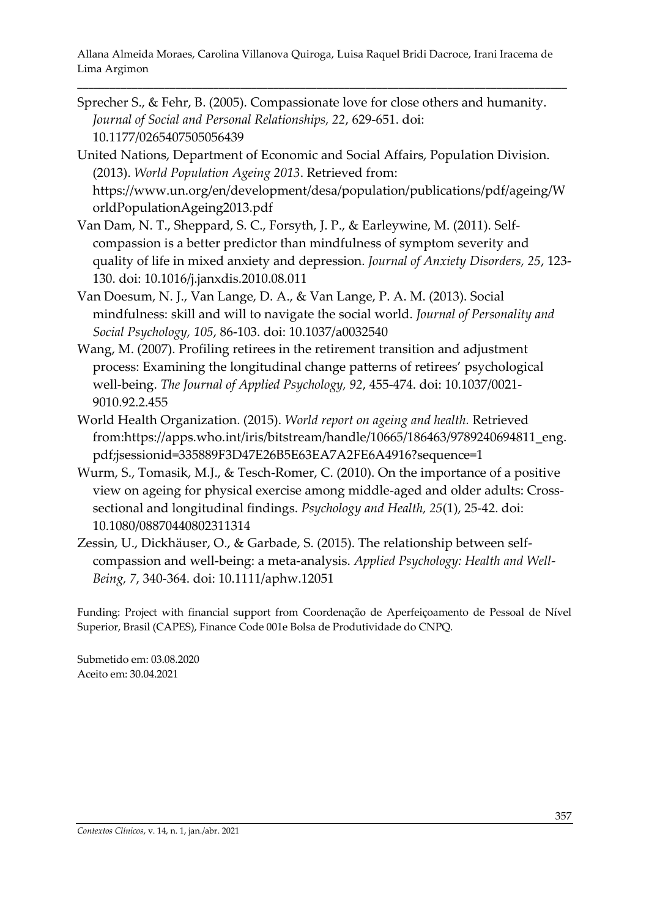Sprecher S., & Fehr, B. (2005). Compassionate love for close others and humanity. *Journal of Social and Personal Relationships, 22*, 629-651. doi: 10.1177/0265407505056439

United Nations, Department of Economic and Social Affairs, Population Division. (2013). *World Population Ageing 2013*. Retrieved from: https://www.un.org/en/development/desa/population/publications/pdf/ageing/WorldPopulationAgeing2013.pdf

Van Dam, N. T., Sheppard, S. C., Forsyth, J. P., & Earleywine, M. (2011). Self-compassion is a better predictor than mindfulness of symptom severity and quality of life in mixed anxiety and depression. *Journal of Anxiety Disorders, 25*, 123-130. doi: 10.1016/j.janxdis.2010.08.011

Van Doesum, N. J., Van Lange, D. A., & Van Lange, P. A. M. (2013). Social mindfulness: skill and will to navigate the social world. *Journal of Personality and Social Psychology, 105*, 86-103. doi: 10.1037/a0032540

Wang, M. (2007). Profiling retirees in the retirement transition and adjustment process: Examining the longitudinal change patterns of retirees' psychological well-being. *The Journal of Applied Psychology, 92*, 455-474. doi: 10.1037/0021-9010.92.2.455

World Health Organization. (2015). *World report on ageing and health.* Retrieved from:https://apps.who.int/iris/bitstream/handle/10665/186463/9789240694811_eng.pdf;jsessionid=335889F3D47E26B5E63EA7A2FE6A4916?sequence=1

Wurm, S., Tomasik, M.J., & Tesch-Romer, C. (2010). On the importance of a positive view on ageing for physical exercise among middle-aged and older adults: Cross-sectional and longitudinal findings. *Psychology and Health, 25*(1), 25-42. doi: 10.1080/08870440802311314

Zessin, U., Dickhäuser, O., & Garbade, S. (2015). The relationship between self-compassion and well-being: a meta-analysis. *Applied Psychology: Health and Well-Being, 7*, 340-364. doi: 10.1111/aphw.12051

Funding: Project with financial support from Coordenação de Aperfeiçoamento de Pessoal de Nível Superior, Brasil (CAPES), Finance Code 001e Bolsa de Produtividade do CNPQ.

Submetido em: 03.08.2020
Aceito em: 30.04.2021